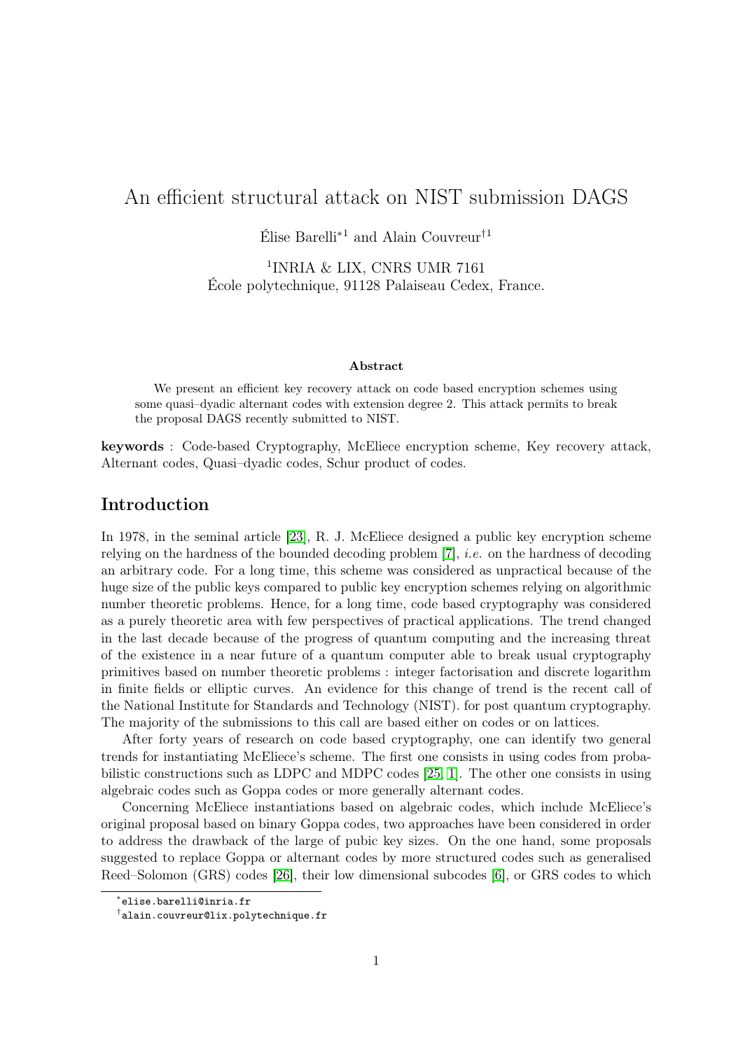# An efficient structural attack on NIST submission DAGS

Élise Barelli*[1] and Alain Couvreur†[1]

[1]INRIA & LIX, CNRS UMR 7161
École polytechnique, 91128 Palaiseau Cedex, France.

**Abstract**

We present an efficient key recovery attack on code based encryption schemes using some quasi–dyadic alternant codes with extension degree 2. This attack permits to break the proposal DAGS recently submitted to NIST.

**keywords** : Code-based Cryptography, McEliece encryption scheme, Key recovery attack, Alternant codes, Quasi–dyadic codes, Schur product of codes.

## Introduction

In 1978, in the seminal article [23], R. J. McEliece designed a public key encryption scheme relying on the hardness of the bounded decoding problem [7], *i.e.* on the hardness of decoding an arbitrary code. For a long time, this scheme was considered as unpractical because of the huge size of the public keys compared to public key encryption schemes relying on algorithmic number theoretic problems. Hence, for a long time, code based cryptography was considered as a purely theoretic area with few perspectives of practical applications. The trend changed in the last decade because of the progress of quantum computing and the increasing threat of the existence in a near future of a quantum computer able to break usual cryptography primitives based on number theoretic problems : integer factorisation and discrete logarithm in finite fields or elliptic curves. An evidence for this change of trend is the recent call of the National Institute for Standards and Technology (NIST). for post quantum cryptography. The majority of the submissions to this call are based either on codes or on lattices.

After forty years of research on code based cryptography, one can identify two general trends for instantiating McEliece's scheme. The first one consists in using codes from probabilistic constructions such as LDPC and MDPC codes [25, 1]. The other one consists in using algebraic codes such as Goppa codes or more generally alternant codes.

Concerning McEliece instantiations based on algebraic codes, which include McEliece's original proposal based on binary Goppa codes, two approaches have been considered in order to address the drawback of the large of pubic key sizes. On the one hand, some proposals suggested to replace Goppa or alternant codes by more structured codes such as generalised Reed–Solomon (GRS) codes [26], their low dimensional subcodes [6], or GRS codes to which

*elise.barelli@inria.fr

†alain.couvreur@lix.polytechnique.fr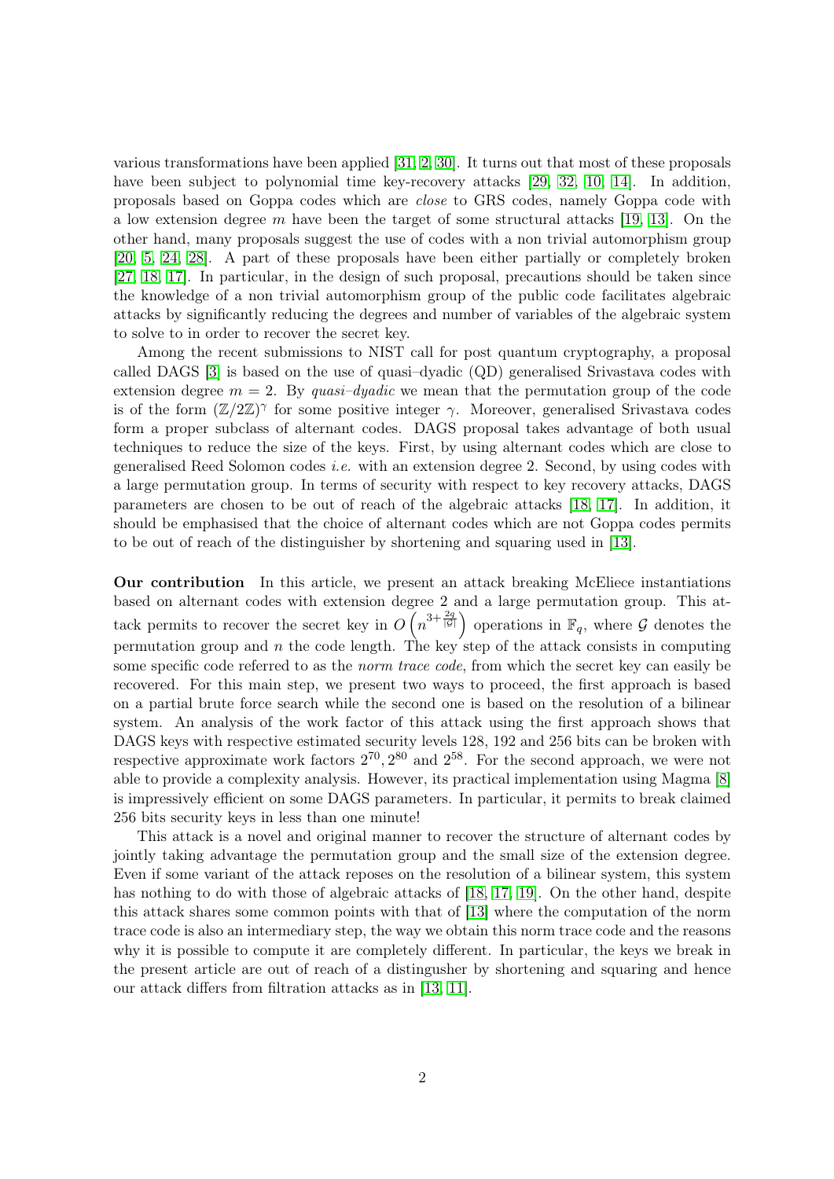various transformations have been applied [31, 2, 30]. It turns out that most of these proposals have been subject to polynomial time key-recovery attacks [29, 32, 10, 14]. In addition, proposals based on Goppa codes which are *close* to GRS codes, namely Goppa code with a low extension degree $m$ have been the target of some structural attacks [19, 13]. On the other hand, many proposals suggest the use of codes with a non trivial automorphism group [20, 5, 24, 28]. A part of these proposals have been either partially or completely broken [27, 18, 17]. In particular, in the design of such proposal, precautions should be taken since the knowledge of a non trivial automorphism group of the public code facilitates algebraic attacks by significantly reducing the degrees and number of variables of the algebraic system to solve to in order to recover the secret key.

Among the recent submissions to NIST call for post quantum cryptography, a proposal called DAGS [3] is based on the use of quasi–dyadic (QD) generalised Srivastava codes with extension degree $m = 2$. By *quasi–dyadic* we mean that the permutation group of the code is of the form $(\mathbb{Z}/2\mathbb{Z})^\gamma$ for some positive integer $\gamma$. Moreover, generalised Srivastava codes form a proper subclass of alternant codes. DAGS proposal takes advantage of both usual techniques to reduce the size of the keys. First, by using alternant codes which are close to generalised Reed Solomon codes *i.e.* with an extension degree 2. Second, by using codes with a large permutation group. In terms of security with respect to key recovery attacks, DAGS parameters are chosen to be out of reach of the algebraic attacks [18, 17]. In addition, it should be emphasised that the choice of alternant codes which are not Goppa codes permits to be out of reach of the distinguisher by shortening and squaring used in [13].

**Our contribution** In this article, we present an attack breaking McEliece instantiations based on alternant codes with extension degree 2 and a large permutation group. This attack permits to recover the secret key in $O\left(n^{3+\frac{2q}{|\mathcal{G}|}}\right)$ operations in $\mathbb{F}_q$, where $\mathcal{G}$ denotes the permutation group and $n$ the code length. The key step of the attack consists in computing some specific code referred to as the *norm trace code*, from which the secret key can easily be recovered. For this main step, we present two ways to proceed, the first approach is based on a partial brute force search while the second one is based on the resolution of a bilinear system. An analysis of the work factor of this attack using the first approach shows that DAGS keys with respective estimated security levels 128, 192 and 256 bits can be broken with respective approximate work factors $2^{70}, 2^{80}$ and $2^{58}$. For the second approach, we were not able to provide a complexity analysis. However, its practical implementation using Magma [8] is impressively efficient on some DAGS parameters. In particular, it permits to break claimed 256 bits security keys in less than one minute!

This attack is a novel and original manner to recover the structure of alternant codes by jointly taking advantage the permutation group and the small size of the extension degree. Even if some variant of the attack reposes on the resolution of a bilinear system, this system has nothing to do with those of algebraic attacks of [18, 17, 19]. On the other hand, despite this attack shares some common points with that of [13] where the computation of the norm trace code is also an intermediary step, the way we obtain this norm trace code and the reasons why it is possible to compute it are completely different. In particular, the keys we break in the present article are out of reach of a distingusher by shortening and squaring and hence our attack differs from filtration attacks as in [13, 11].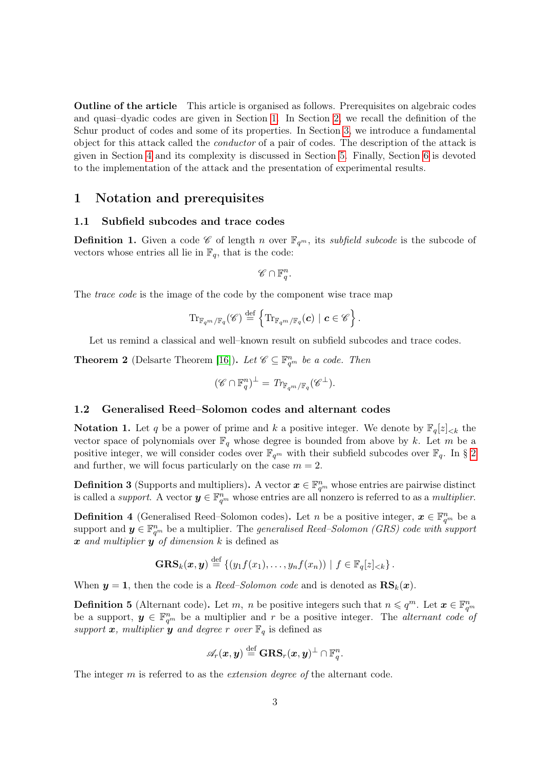**Outline of the article** This article is organised as follows. Prerequisites on algebraic codes and quasi–dyadic codes are given in Section 1. In Section 2, we recall the definition of the Schur product of codes and some of its properties. In Section 3, we introduce a fundamental object for this attack called the *conductor* of a pair of codes. The description of the attack is given in Section 4 and its complexity is discussed in Section 5. Finally, Section 6 is devoted to the implementation of the attack and the presentation of experimental results.

## 1 Notation and prerequisites

### 1.1 Subfield subcodes and trace codes

**Definition 1.** Given a code $\mathscr{C}$ of length $n$ over $\mathbb{F}_{q^m}$, its *subfield subcode* is the subcode of vectors whose entries all lie in $\mathbb{F}_q$, that is the code:

$$\mathscr{C} \cap \mathbb{F}_q^n.$$

The *trace code* is the image of the code by the component wise trace map

$$\mathrm{Tr}_{\mathbb{F}_{q^m}/\mathbb{F}_q}(\mathscr{C}) \stackrel{\text{def}}{=} \left\{ \mathrm{Tr}_{\mathbb{F}_{q^m}/\mathbb{F}_q}(\boldsymbol{c}) \mid \boldsymbol{c} \in \mathscr{C} \right\}.$$

Let us remind a classical and well–known result on subfield subcodes and trace codes.

**Theorem 2** (Delsarte Theorem [16]). *Let $\mathscr{C} \subseteq \mathbb{F}_{q^m}^n$ be a code. Then*

$$(\mathscr{C} \cap \mathbb{F}_q^n)^\perp = Tr_{\mathbb{F}_{q^m}/\mathbb{F}_q}(\mathscr{C}^\perp).$$

### 1.2 Generalised Reed–Solomon codes and alternant codes

**Notation 1.** Let $q$ be a power of prime and $k$ a positive integer. We denote by $\mathbb{F}_q[z]_{<k}$ the vector space of polynomials over $\mathbb{F}_q$ whose degree is bounded from above by $k$. Let $m$ be a positive integer, we will consider codes over $\mathbb{F}_{q^m}$ with their subfield subcodes over $\mathbb{F}_q$. In § 2 and further, we will focus particularly on the case $m = 2$.

**Definition 3** (Supports and multipliers)**.** A vector $\boldsymbol{x} \in \mathbb{F}_{q^m}^n$ whose entries are pairwise distinct is called a *support*. A vector $\boldsymbol{y} \in \mathbb{F}_{q^m}^n$ whose entries are all nonzero is referred to as a *multiplier*.

**Definition 4** (Generalised Reed–Solomon codes)**.** Let $n$ be a positive integer, $\boldsymbol{x} \in \mathbb{F}_{q^m}^n$ be a support and $\boldsymbol{y} \in \mathbb{F}_{q^m}^n$ be a multiplier. The *generalised Reed–Solomon (GRS) code with support $\boldsymbol{x}$ and multiplier $\boldsymbol{y}$ of dimension $k$* is defined as

$$\mathbf{GRS}_k(\boldsymbol{x}, \boldsymbol{y}) \stackrel{\text{def}}{=} \{(y_1 f(x_1), \dots, y_n f(x_n)) \mid f \in \mathbb{F}_q[z]_{<k}\}.$$

When $\boldsymbol{y} = \mathbf{1}$, then the code is a *Reed–Solomon code* and is denoted as $\mathbf{RS}_k(\boldsymbol{x})$.

**Definition 5** (Alternant code)**.** Let $m$, $n$ be positive integers such that $n \leqslant q^m$. Let $\boldsymbol{x} \in \mathbb{F}_{q^m}^n$ be a support, $\boldsymbol{y} \in \mathbb{F}_{q^m}^n$ be a multiplier and $r$ be a positive integer. The *alternant code of support $\boldsymbol{x}$, multiplier $\boldsymbol{y}$ and degree $r$ over $\mathbb{F}_q$* is defined as

$$\mathscr{A}_r(\boldsymbol{x}, \boldsymbol{y}) \stackrel{\text{def}}{=} \mathbf{GRS}_r(\boldsymbol{x}, \boldsymbol{y})^\perp \cap \mathbb{F}_q^n.$$

The integer $m$ is referred to as the *extension degree of* the alternant code.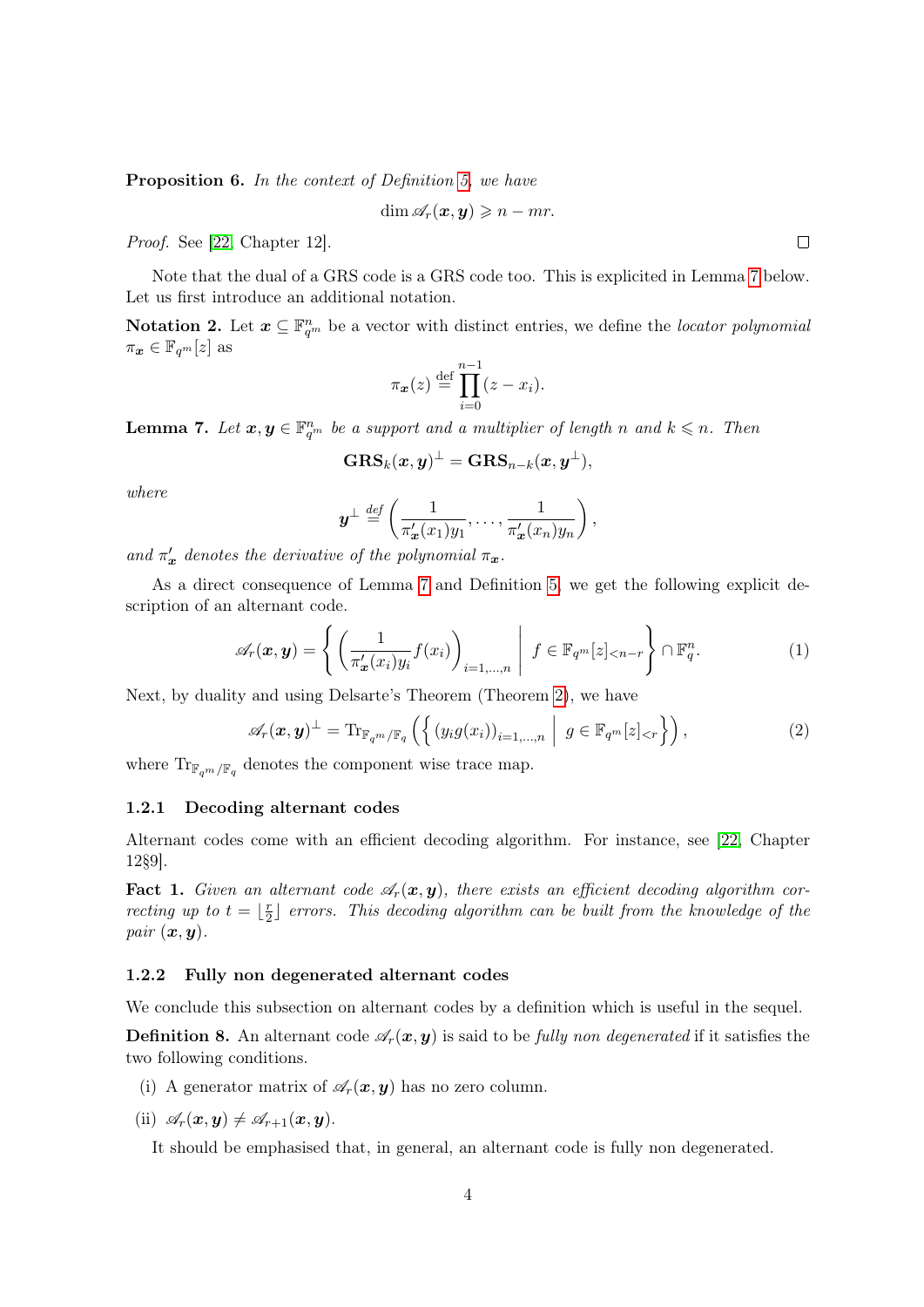**Proposition 6.** *In the context of Definition 5, we have*

$$\dim \mathscr{A}_r(\boldsymbol{x}, \boldsymbol{y}) \geqslant n - mr.$$

*Proof.* See [22, Chapter 12]. □

Note that the dual of a GRS code is a GRS code too. This is explicited in Lemma 7 below. Let us first introduce an additional notation.

**Notation 2.** Let $\boldsymbol{x} \subseteq \mathbb{F}_{q^m}^n$ be a vector with distinct entries, we define the *locator polynomial* $\pi_{\boldsymbol{x}} \in \mathbb{F}_{q^m}[z]$ as

$$\pi_{\boldsymbol{x}}(z) \stackrel{\text{def}}{=} \prod_{i=0}^{n-1} (z - x_i).$$

**Lemma 7.** *Let $\boldsymbol{x}, \boldsymbol{y} \in \mathbb{F}_{q^m}^n$ be a support and a multiplier of length $n$ and $k \leqslant n$. Then*

$$\mathbf{GRS}_k(\boldsymbol{x}, \boldsymbol{y})^{\perp} = \mathbf{GRS}_{n-k}(\boldsymbol{x}, \boldsymbol{y}^{\perp}),$$

*where*

$$\boldsymbol{y}^{\perp} \stackrel{def}{=} \left( \frac{1}{\pi'_{\boldsymbol{x}}(x_1) y_1}, \dots, \frac{1}{\pi'_{\boldsymbol{x}}(x_n) y_n} \right),$$

*and $\pi'_{\boldsymbol{x}}$ denotes the derivative of the polynomial $\pi_{\boldsymbol{x}}$.*

As a direct consequence of Lemma 7 and Definition 5, we get the following explicit description of an alternant code.

$$\mathscr{A}_r(\boldsymbol{x}, \boldsymbol{y}) = \left\{ \left( \frac{1}{\pi'_{\boldsymbol{x}}(x_i) y_i} f(x_i) \right)_{i=1,\dots,n} \;\middle|\; f \in \mathbb{F}_{q^m}[z]_{<n-r} \right\} \cap \mathbb{F}_q^n. \tag{1}$$

Next, by duality and using Delsarte's Theorem (Theorem 2), we have

$$\mathscr{A}_r(\boldsymbol{x}, \boldsymbol{y})^{\perp} = \mathrm{Tr}_{\mathbb{F}_{q^m}/\mathbb{F}_q} \left( \left\{ (y_i g(x_i))_{i=1,\dots,n} \;\middle|\; g \in \mathbb{F}_{q^m}[z]_{<r} \right\} \right), \tag{2}$$

where $\mathrm{Tr}_{\mathbb{F}_{q^m}/\mathbb{F}_q}$ denotes the component wise trace map.

### 1.2.1 Decoding alternant codes

Alternant codes come with an efficient decoding algorithm. For instance, see [22, Chapter 12§9].

**Fact 1.** *Given an alternant code $\mathscr{A}_r(\boldsymbol{x}, \boldsymbol{y})$, there exists an efficient decoding algorithm correcting up to $t = \lfloor \frac{r}{2} \rfloor$ errors. This decoding algorithm can be built from the knowledge of the pair $(\boldsymbol{x}, \boldsymbol{y})$.*

### 1.2.2 Fully non degenerated alternant codes

We conclude this subsection on alternant codes by a definition which is useful in the sequel.

**Definition 8.** An alternant code $\mathscr{A}_r(\boldsymbol{x}, \boldsymbol{y})$ is said to be *fully non degenerated* if it satisfies the two following conditions.

(i) A generator matrix of $\mathscr{A}_r(\boldsymbol{x}, \boldsymbol{y})$ has no zero column.

(ii) $\mathscr{A}_r(\boldsymbol{x}, \boldsymbol{y}) \neq \mathscr{A}_{r+1}(\boldsymbol{x}, \boldsymbol{y})$.

It should be emphasised that, in general, an alternant code is fully non degenerated.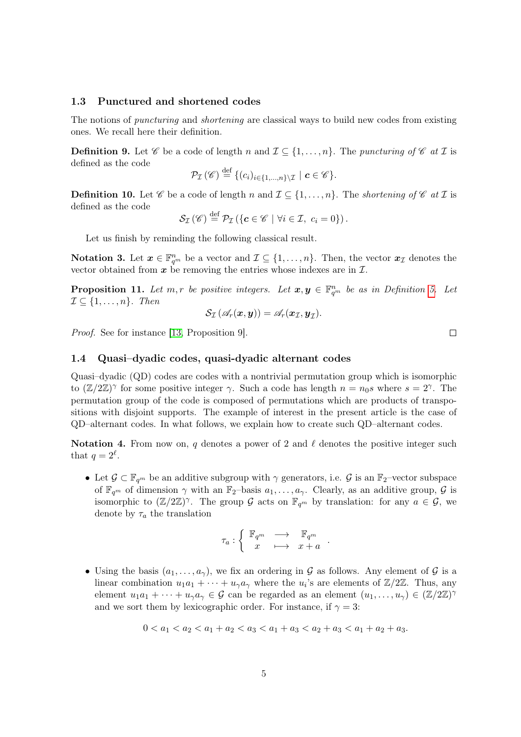### 1.3 Punctured and shortened codes

The notions of *puncturing* and *shortening* are classical ways to build new codes from existing ones. We recall here their definition.

**Definition 9.** Let $\mathscr{C}$ be a code of length $n$ and $\mathcal{I} \subseteq \{1, \ldots, n\}$. The *puncturing of* $\mathscr{C}$ *at* $\mathcal{I}$ is defined as the code

$$\mathcal{P}_{\mathcal{I}}(\mathscr{C}) \stackrel{\text{def}}{=} \{(c_i)_{i \in \{1,\ldots,n\} \setminus \mathcal{I}} \mid \boldsymbol{c} \in \mathscr{C}\}.$$

**Definition 10.** Let $\mathscr{C}$ be a code of length $n$ and $\mathcal{I} \subseteq \{1, \ldots, n\}$. The *shortening of* $\mathscr{C}$ *at* $\mathcal{I}$ is defined as the code

$$\mathcal{S}_{\mathcal{I}}(\mathscr{C}) \stackrel{\text{def}}{=} \mathcal{P}_{\mathcal{I}}\left(\{\boldsymbol{c} \in \mathscr{C} \mid \forall i \in \mathcal{I},\ c_i = 0\}\right).$$

Let us finish by reminding the following classical result.

**Notation 3.** Let $\boldsymbol{x} \in \mathbb{F}_{q^m}^n$ be a vector and $\mathcal{I} \subseteq \{1, \ldots, n\}$. Then, the vector $\boldsymbol{x}_{\mathcal{I}}$ denotes the vector obtained from $\boldsymbol{x}$ be removing the entries whose indexes are in $\mathcal{I}$.

**Proposition 11.** *Let $m, r$ be positive integers. Let $\boldsymbol{x}, \boldsymbol{y} \in \mathbb{F}_{q^m}^n$ be as in Definition 5. Let $\mathcal{I} \subseteq \{1, \ldots, n\}$. Then*

$$\mathcal{S}_{\mathcal{I}}\left(\mathscr{A}_r(\boldsymbol{x}, \boldsymbol{y})\right) = \mathscr{A}_r(\boldsymbol{x}_{\mathcal{I}}, \boldsymbol{y}_{\mathcal{I}}).$$

*Proof.* See for instance [13, Proposition 9]. ∎

### 1.4 Quasi–dyadic codes, quasi-dyadic alternant codes

Quasi–dyadic (QD) codes are codes with a nontrivial permutation group which is isomorphic to $(\mathbb{Z}/2\mathbb{Z})^\gamma$ for some positive integer $\gamma$. Such a code has length $n = n_0 s$ where $s = 2^\gamma$. The permutation group of the code is composed of permutations which are products of transpositions with disjoint supports. The example of interest in the present article is the case of QD–alternant codes. In what follows, we explain how to create such QD–alternant codes.

**Notation 4.** From now on, $q$ denotes a power of 2 and $\ell$ denotes the positive integer such that $q = 2^\ell$.

- Let $\mathcal{G} \subset \mathbb{F}_{q^m}$ be an additive subgroup with $\gamma$ generators, i.e. $\mathcal{G}$ is an $\mathbb{F}_2$–vector subspace of $\mathbb{F}_{q^m}$ of dimension $\gamma$ with an $\mathbb{F}_2$–basis $a_1, \ldots, a_\gamma$. Clearly, as an additive group, $\mathcal{G}$ is isomorphic to $(\mathbb{Z}/2\mathbb{Z})^\gamma$. The group $\mathcal{G}$ acts on $\mathbb{F}_{q^m}$ by translation: for any $a \in \mathcal{G}$, we denote by $\tau_a$ the translation

$$\tau_a : \left\{ \begin{array}{ccc} \mathbb{F}_{q^m} & \longrightarrow & \mathbb{F}_{q^m} \\ x & \longmapsto & x + a \end{array} \right. .$$

- Using the basis $(a_1, \ldots, a_\gamma)$, we fix an ordering in $\mathcal{G}$ as follows. Any element of $\mathcal{G}$ is a linear combination $u_1 a_1 + \cdots + u_\gamma a_\gamma$ where the $u_i$'s are elements of $\mathbb{Z}/2\mathbb{Z}$. Thus, any element $u_1 a_1 + \cdots + u_\gamma a_\gamma \in \mathcal{G}$ can be regarded as an element $(u_1, \ldots, u_\gamma) \in (\mathbb{Z}/2\mathbb{Z})^\gamma$ and we sort them by lexicographic order. For instance, if $\gamma = 3$:

$$0 < a_1 < a_2 < a_1 + a_2 < a_3 < a_1 + a_3 < a_2 + a_3 < a_1 + a_2 + a_3.$$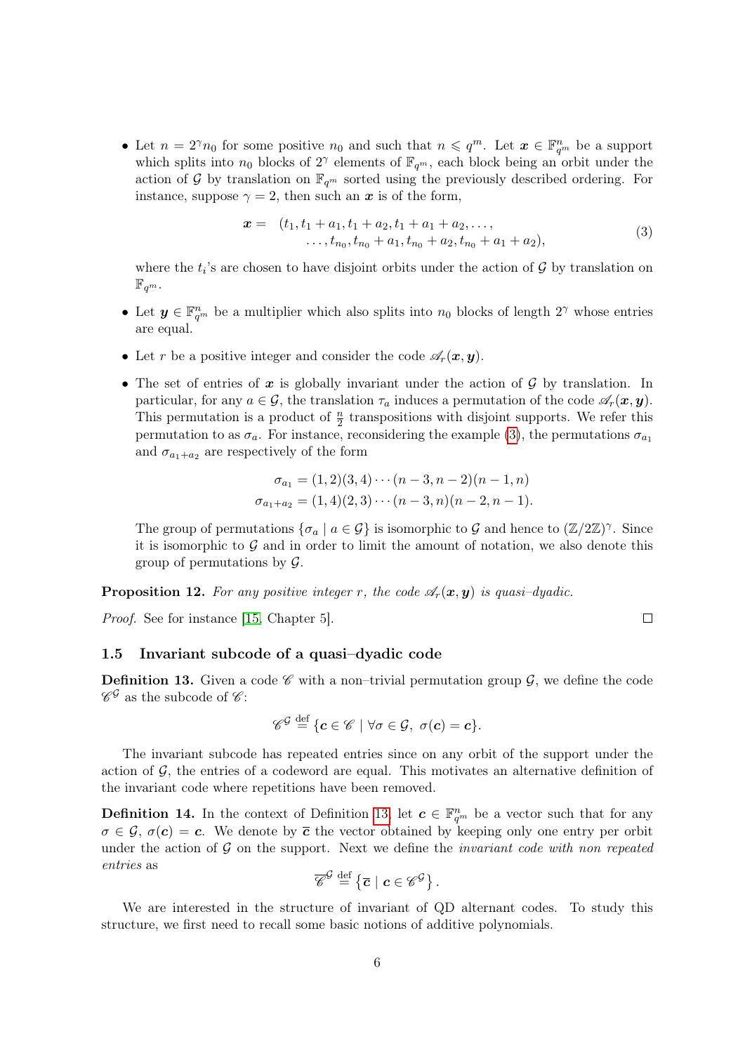- Let $n = 2^\gamma n_0$ for some positive $n_0$ and such that $n \leqslant q^m$. Let $\boldsymbol{x} \in \mathbb{F}_{q^m}^n$ be a support which splits into $n_0$ blocks of $2^\gamma$ elements of $\mathbb{F}_{q^m}$, each block being an orbit under the action of $\mathcal{G}$ by translation on $\mathbb{F}_{q^m}$ sorted using the previously described ordering. For instance, suppose $\gamma = 2$, then such an $\boldsymbol{x}$ is of the form,

$$
\begin{aligned}
\boldsymbol{x} = \ & (t_1, t_1 + a_1, t_1 + a_2, t_1 + a_1 + a_2, \dots, \\
& \dots, t_{n_0}, t_{n_0} + a_1, t_{n_0} + a_2, t_{n_0} + a_1 + a_2),
\end{aligned} \tag{3}
$$

  where the $t_i$'s are chosen to have disjoint orbits under the action of $\mathcal{G}$ by translation on $\mathbb{F}_{q^m}$.

- Let $\boldsymbol{y} \in \mathbb{F}_{q^m}^n$ be a multiplier which also splits into $n_0$ blocks of length $2^\gamma$ whose entries are equal.

- Let $r$ be a positive integer and consider the code $\mathscr{A}_r(\boldsymbol{x}, \boldsymbol{y})$.

- The set of entries of $\boldsymbol{x}$ is globally invariant under the action of $\mathcal{G}$ by translation. In particular, for any $a \in \mathcal{G}$, the translation $\tau_a$ induces a permutation of the code $\mathscr{A}_r(\boldsymbol{x}, \boldsymbol{y})$. This permutation is a product of $\frac{n}{2}$ transpositions with disjoint supports. We refer this permutation to as $\sigma_a$. For instance, reconsidering the example (3), the permutations $\sigma_{a_1}$ and $\sigma_{a_1+a_2}$ are respectively of the form

$$
\begin{aligned}
\sigma_{a_1} &= (1,2)(3,4)\cdots(n-3, n-2)(n-1, n) \\
\sigma_{a_1+a_2} &= (1,4)(2,3)\cdots(n-3, n)(n-2, n-1).
\end{aligned}
$$

  The group of permutations $\{\sigma_a \mid a \in \mathcal{G}\}$ is isomorphic to $\mathcal{G}$ and hence to $(\mathbb{Z}/2\mathbb{Z})^\gamma$. Since it is isomorphic to $\mathcal{G}$ and in order to limit the amount of notation, we also denote this group of permutations by $\mathcal{G}$.

**Proposition 12.** *For any positive integer $r$, the code $\mathscr{A}_r(\boldsymbol{x}, \boldsymbol{y})$ is quasi–dyadic.*

*Proof.* See for instance [15, Chapter 5]. □

### 1.5 Invariant subcode of a quasi–dyadic code

**Definition 13.** Given a code $\mathscr{C}$ with a non–trivial permutation group $\mathcal{G}$, we define the code $\mathscr{C}^\mathcal{G}$ as the subcode of $\mathscr{C}$:

$$
\mathscr{C}^\mathcal{G} \stackrel{\text{def}}{=} \{\boldsymbol{c} \in \mathscr{C} \mid \forall \sigma \in \mathcal{G}, \ \sigma(\boldsymbol{c}) = \boldsymbol{c}\}.
$$

The invariant subcode has repeated entries since on any orbit of the support under the action of $\mathcal{G}$, the entries of a codeword are equal. This motivates an alternative definition of the invariant code where repetitions have been removed.

**Definition 14.** In the context of Definition 13, let $\boldsymbol{c} \in \mathbb{F}_{q^m}^n$ be a vector such that for any $\sigma \in \mathcal{G}$, $\sigma(\boldsymbol{c}) = \boldsymbol{c}$. We denote by $\overline{\boldsymbol{c}}$ the vector obtained by keeping only one entry per orbit under the action of $\mathcal{G}$ on the support. Next we define the *invariant code with non repeated entries* as

$$
\overline{\mathscr{C}}^\mathcal{G} \stackrel{\text{def}}{=} \left\{\overline{\boldsymbol{c}} \mid \boldsymbol{c} \in \mathscr{C}^\mathcal{G}\right\}.
$$

We are interested in the structure of invariant of QD alternant codes. To study this structure, we first need to recall some basic notions of additive polynomials.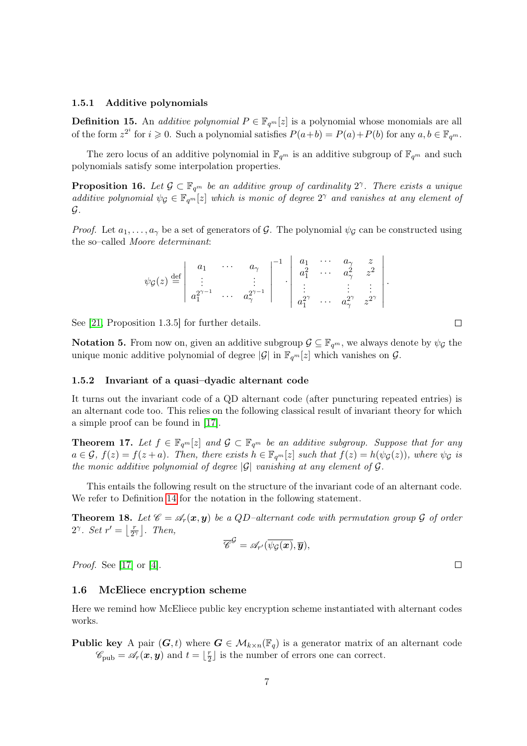### 1.5.1 Additive polynomials

**Definition 15.** An *additive polynomial* $P \in \mathbb{F}_{q^m}[z]$ is a polynomial whose monomials are all of the form $z^{2^i}$ for $i \geqslant 0$. Such a polynomial satisfies $P(a+b) = P(a)+P(b)$ for any $a, b \in \mathbb{F}_{q^m}$.

The zero locus of an additive polynomial in $\mathbb{F}_{q^m}$ is an additive subgroup of $\mathbb{F}_{q^m}$ and such polynomials satisfy some interpolation properties.

**Proposition 16.** *Let $\mathcal{G} \subset \mathbb{F}_{q^m}$ be an additive group of cardinality $2^\gamma$. There exists a unique additive polynomial $\psi_\mathcal{G} \in \mathbb{F}_{q^m}[z]$ which is monic of degree $2^\gamma$ and vanishes at any element of $\mathcal{G}$.*

*Proof.* Let $a_1, \dots, a_\gamma$ be a set of generators of $\mathcal{G}$. The polynomial $\psi_\mathcal{G}$ can be constructed using the so–called *Moore determinant*:

$$\psi_\mathcal{G}(z) \stackrel{\text{def}}{=} \begin{vmatrix} a_1 & \cdots & a_\gamma \\ \vdots & & \vdots \\ a_1^{2^{\gamma-1}} & \cdots & a_\gamma^{2^{\gamma-1}} \end{vmatrix}^{-1} \cdot \begin{vmatrix} a_1 & \cdots & a_\gamma & z \\ a_1^2 & \cdots & a_\gamma^2 & z^2 \\ \vdots & & \vdots & \vdots \\ a_1^{2^\gamma} & \cdots & a_\gamma^{2^\gamma} & z^{2^\gamma} \end{vmatrix}.$$

See [21, Proposition 1.3.5] for further details. □

**Notation 5.** From now on, given an additive subgroup $\mathcal{G} \subseteq \mathbb{F}_{q^m}$, we always denote by $\psi_\mathcal{G}$ the unique monic additive polynomial of degree $|\mathcal{G}|$ in $\mathbb{F}_{q^m}[z]$ which vanishes on $\mathcal{G}$.

### 1.5.2 Invariant of a quasi–dyadic alternant code

It turns out the invariant code of a QD alternant code (after puncturing repeated entries) is an alternant code too. This relies on the following classical result of invariant theory for which a simple proof can be found in [17].

**Theorem 17.** *Let $f \in \mathbb{F}_{q^m}[z]$ and $\mathcal{G} \subset \mathbb{F}_{q^m}$ be an additive subgroup. Suppose that for any $a \in \mathcal{G}$, $f(z) = f(z+a)$. Then, there exists $h \in \mathbb{F}_{q^m}[z]$ such that $f(z) = h(\psi_\mathcal{G}(z))$, where $\psi_\mathcal{G}$ is the monic additive polynomial of degree $|\mathcal{G}|$ vanishing at any element of $\mathcal{G}$.*

This entails the following result on the structure of the invariant code of an alternant code. We refer to Definition 14 for the notation in the following statement.

**Theorem 18.** *Let $\mathscr{C} = \mathscr{A}_r(\boldsymbol{x}, \boldsymbol{y})$ be a QD–alternant code with permutation group $\mathcal{G}$ of order $2^\gamma$. Set $r' = \left\lfloor \frac{r}{2^\gamma} \right\rfloor$. Then,*

$$\overline{\mathscr{C}}^\mathcal{G} = \mathscr{A}_{r'}(\overline{\psi_\mathcal{G}(\boldsymbol{x})}, \overline{\boldsymbol{y}}),$$

*Proof.* See [17] or [4]. □

## 1.6 McEliece encryption scheme

Here we remind how McEliece public key encryption scheme instantiated with alternant codes works.

**Public key** A pair $(\boldsymbol{G}, t)$ where $\boldsymbol{G} \in \mathcal{M}_{k\times n}(\mathbb{F}_q)$ is a generator matrix of an alternant code $\mathscr{C}_{\text{pub}} = \mathscr{A}_r(\boldsymbol{x}, \boldsymbol{y})$ and $t = \lfloor \frac{r}{2} \rfloor$ is the number of errors one can correct.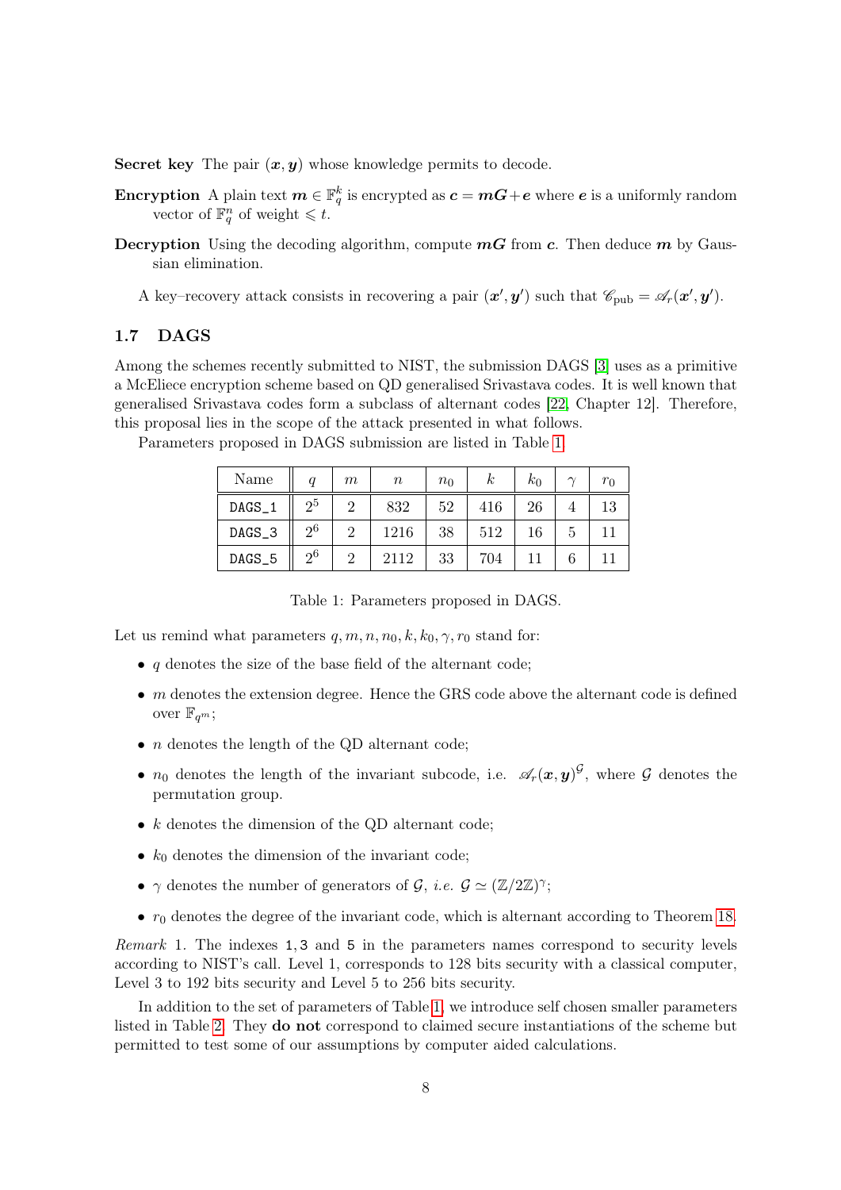**Secret key** The pair $(\boldsymbol{x}, \boldsymbol{y})$ whose knowledge permits to decode.

**Encryption** A plain text $\boldsymbol{m} \in \mathbb{F}_q^k$ is encrypted as $\boldsymbol{c} = \boldsymbol{m}\boldsymbol{G} + \boldsymbol{e}$ where $\boldsymbol{e}$ is a uniformly random vector of $\mathbb{F}_q^n$ of weight $\leqslant t$.

**Decryption** Using the decoding algorithm, compute $\boldsymbol{m}\boldsymbol{G}$ from $\boldsymbol{c}$. Then deduce $\boldsymbol{m}$ by Gaussian elimination.

A key–recovery attack consists in recovering a pair $(\boldsymbol{x}', \boldsymbol{y}')$ such that $\mathscr{C}_{\text{pub}} = \mathscr{A}_r(\boldsymbol{x}', \boldsymbol{y}')$.

### 1.7 DAGS

Among the schemes recently submitted to NIST, the submission DAGS [3] uses as a primitive a McEliece encryption scheme based on QD generalised Srivastava codes. It is well known that generalised Srivastava codes form a subclass of alternant codes [22, Chapter 12]. Therefore, this proposal lies in the scope of the attack presented in what follows.

Parameters proposed in DAGS submission are listed in Table 1.

| Name | $q$ | $m$ | $n$ | $n_0$ | $k$ | $k_0$ | $\gamma$ | $r_0$ |
|---|---|---|---|---|---|---|---|---|
| DAGS_1 | $2^5$ | 2 | 832 | 52 | 416 | 26 | 4 | 13 |
| DAGS_3 | $2^6$ | 2 | 1216 | 38 | 512 | 16 | 5 | 11 |
| DAGS_5 | $2^6$ | 2 | 2112 | 33 | 704 | 11 | 6 | 11 |

Table 1: Parameters proposed in DAGS.

Let us remind what parameters $q, m, n, n_0, k, k_0, \gamma, r_0$ stand for:

- $q$ denotes the size of the base field of the alternant code;
- $m$ denotes the extension degree. Hence the GRS code above the alternant code is defined over $\mathbb{F}_{q^m}$;
- $n$ denotes the length of the QD alternant code;
- $n_0$ denotes the length of the invariant subcode, i.e. $\mathscr{A}_r(\boldsymbol{x}, \boldsymbol{y})^{\mathcal{G}}$, where $\mathcal{G}$ denotes the permutation group.
- $k$ denotes the dimension of the QD alternant code;
- $k_0$ denotes the dimension of the invariant code;
- $\gamma$ denotes the number of generators of $\mathcal{G}$, *i.e.* $\mathcal{G} \simeq (\mathbb{Z}/2\mathbb{Z})^\gamma$;
- $r_0$ denotes the degree of the invariant code, which is alternant according to Theorem 18.

*Remark* 1. The indexes 1, 3 and 5 in the parameters names correspond to security levels according to NIST's call. Level 1, corresponds to 128 bits security with a classical computer, Level 3 to 192 bits security and Level 5 to 256 bits security.

In addition to the set of parameters of Table 1, we introduce self chosen smaller parameters listed in Table 2. They **do not** correspond to claimed secure instantiations of the scheme but permitted to test some of our assumptions by computer aided calculations.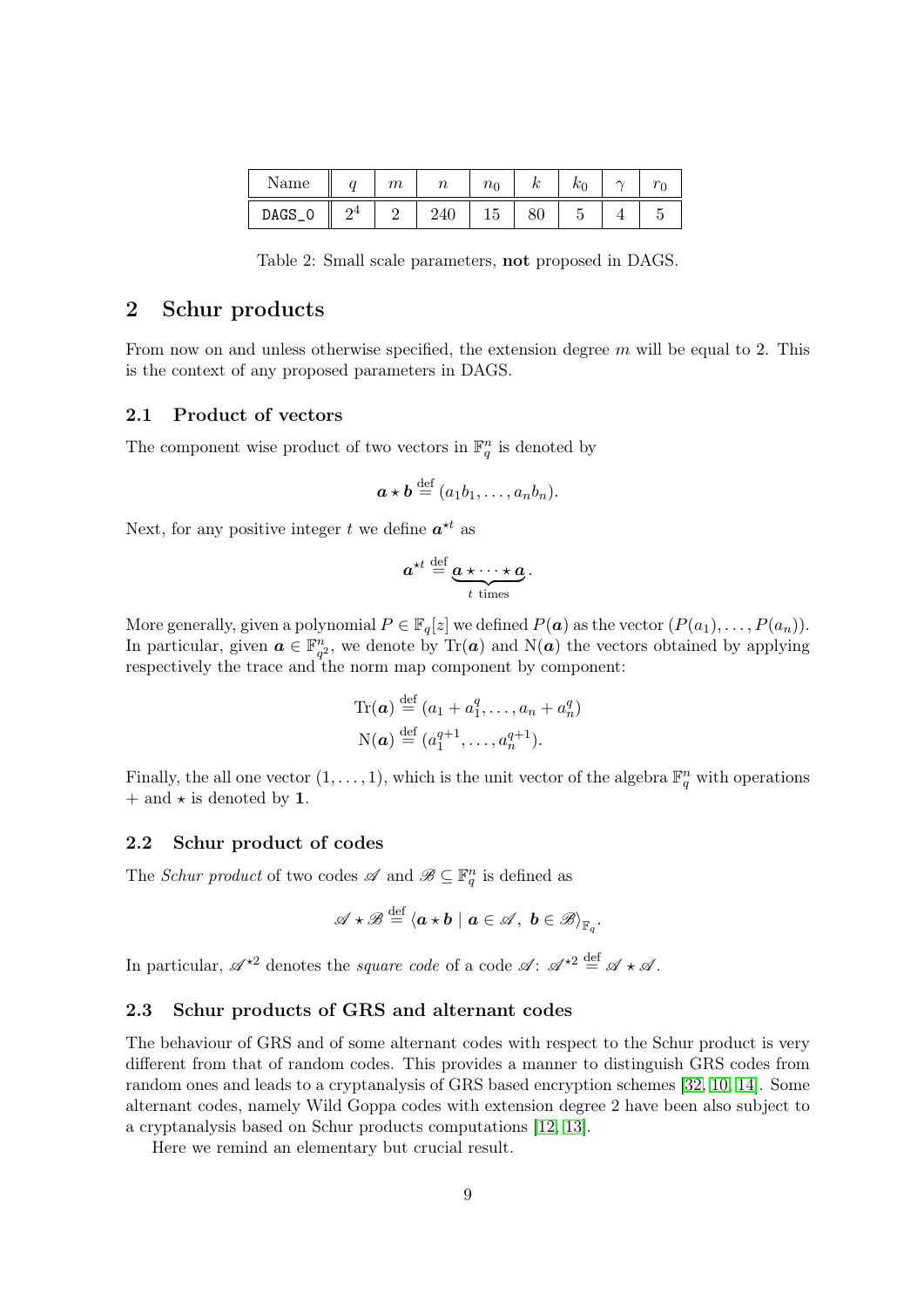| Name | $q$ | $m$ | $n$ | $n_0$ | $k$ | $k_0$ | $\gamma$ | $r_0$ |
|---|---|---|---|---|---|---|---|---|
| DAGS_0 | $2^4$ | 2 | 240 | 15 | 80 | 5 | 4 | 5 |

Table 2: Small scale parameters, **not** proposed in DAGS.

## 2 Schur products

From now on and unless otherwise specified, the extension degree $m$ will be equal to 2. This is the context of any proposed parameters in DAGS.

### 2.1 Product of vectors

The component wise product of two vectors in $\mathbb{F}_q^n$ is denoted by

$$\boldsymbol{a} \star \boldsymbol{b} \stackrel{\text{def}}{=} (a_1 b_1, \ldots, a_n b_n).$$

Next, for any positive integer $t$ we define $\boldsymbol{a}^{\star t}$ as

$$\boldsymbol{a}^{\star t} \stackrel{\text{def}}{=} \underbrace{\boldsymbol{a} \star \cdots \star \boldsymbol{a}}_{t \text{ times}}.$$

More generally, given a polynomial $P \in \mathbb{F}_q[z]$ we defined $P(\boldsymbol{a})$ as the vector $(P(a_1), \ldots, P(a_n))$. In particular, given $\boldsymbol{a} \in \mathbb{F}_{q^2}^n$, we denote by $\operatorname{Tr}(\boldsymbol{a})$ and $\operatorname{N}(\boldsymbol{a})$ the vectors obtained by applying respectively the trace and the norm map component by component:

$$\operatorname{Tr}(\boldsymbol{a}) \stackrel{\text{def}}{=} (a_1 + a_1^q, \ldots, a_n + a_n^q)$$
$$\operatorname{N}(\boldsymbol{a}) \stackrel{\text{def}}{=} (a_1^{q+1}, \ldots, a_n^{q+1}).$$

Finally, the all one vector $(1, \ldots, 1)$, which is the unit vector of the algebra $\mathbb{F}_q^n$ with operations $+$ and $\star$ is denoted by $\mathbf{1}$.

### 2.2 Schur product of codes

The *Schur product* of two codes $\mathscr{A}$ and $\mathscr{B} \subseteq \mathbb{F}_q^n$ is defined as

$$\mathscr{A} \star \mathscr{B} \stackrel{\text{def}}{=} \langle \boldsymbol{a} \star \boldsymbol{b} \mid \boldsymbol{a} \in \mathscr{A},\ \boldsymbol{b} \in \mathscr{B} \rangle_{\mathbb{F}_q}.$$

In particular, $\mathscr{A}^{\star 2}$ denotes the *square code* of a code $\mathscr{A}$: $\mathscr{A}^{\star 2} \stackrel{\text{def}}{=} \mathscr{A} \star \mathscr{A}$.

### 2.3 Schur products of GRS and alternant codes

The behaviour of GRS and of some alternant codes with respect to the Schur product is very different from that of random codes. This provides a manner to distinguish GRS codes from random ones and leads to a cryptanalysis of GRS based encryption schemes [32, 10, 14]. Some alternant codes, namely Wild Goppa codes with extension degree 2 have been also subject to a cryptanalysis based on Schur products computations [12, 13].

Here we remind an elementary but crucial result.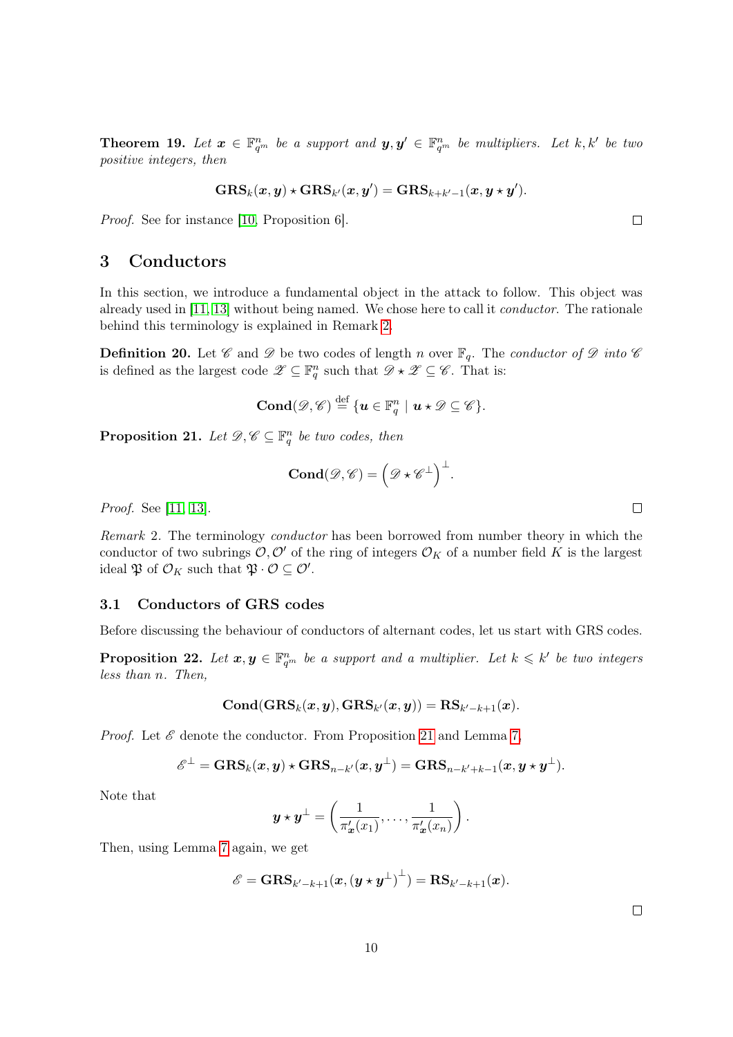**Theorem 19.** *Let $\boldsymbol{x} \in \mathbb{F}_{q^m}^n$ be a support and $\boldsymbol{y}, \boldsymbol{y}' \in \mathbb{F}_{q^m}^n$ be multipliers. Let $k, k'$ be two positive integers, then*

$$\mathbf{GRS}_k(\boldsymbol{x}, \boldsymbol{y}) \star \mathbf{GRS}_{k'}(\boldsymbol{x}, \boldsymbol{y}') = \mathbf{GRS}_{k+k'-1}(\boldsymbol{x}, \boldsymbol{y} \star \boldsymbol{y}').$$

*Proof.* See for instance [10, Proposition 6]. □

## 3 Conductors

In this section, we introduce a fundamental object in the attack to follow. This object was already used in [11, 13] without being named. We chose here to call it *conductor*. The rationale behind this terminology is explained in Remark 2.

**Definition 20.** Let $\mathscr{C}$ and $\mathscr{D}$ be two codes of length $n$ over $\mathbb{F}_q$. The *conductor of $\mathscr{D}$ into $\mathscr{C}$* is defined as the largest code $\mathscr{Z} \subseteq \mathbb{F}_q^n$ such that $\mathscr{D} \star \mathscr{Z} \subseteq \mathscr{C}$. That is:

$$\mathbf{Cond}(\mathscr{D}, \mathscr{C}) \stackrel{\text{def}}{=} \{\boldsymbol{u} \in \mathbb{F}_q^n \mid \boldsymbol{u} \star \mathscr{D} \subseteq \mathscr{C}\}.$$

**Proposition 21.** *Let $\mathscr{D}, \mathscr{C} \subseteq \mathbb{F}_q^n$ be two codes, then*

$$\mathbf{Cond}(\mathscr{D}, \mathscr{C}) = \left(\mathscr{D} \star \mathscr{C}^\perp\right)^\perp.$$

*Proof.* See [11, 13]. □

*Remark* 2. The terminology *conductor* has been borrowed from number theory in which the conductor of two subrings $\mathcal{O}, \mathcal{O}'$ of the ring of integers $\mathcal{O}_K$ of a number field $K$ is the largest ideal $\mathfrak{P}$ of $\mathcal{O}_K$ such that $\mathfrak{P} \cdot \mathcal{O} \subseteq \mathcal{O}'$.

### 3.1 Conductors of GRS codes

Before discussing the behaviour of conductors of alternant codes, let us start with GRS codes.

**Proposition 22.** *Let $\boldsymbol{x}, \boldsymbol{y} \in \mathbb{F}_{q^m}^n$ be a support and a multiplier. Let $k \leqslant k'$ be two integers less than $n$. Then,*

$$\mathbf{Cond}(\mathbf{GRS}_k(\boldsymbol{x}, \boldsymbol{y}), \mathbf{GRS}_{k'}(\boldsymbol{x}, \boldsymbol{y})) = \mathbf{RS}_{k'-k+1}(\boldsymbol{x}).$$

*Proof.* Let $\mathscr{E}$ denote the conductor. From Proposition 21 and Lemma 7,

$$\mathscr{E}^\perp = \mathbf{GRS}_k(\boldsymbol{x}, \boldsymbol{y}) \star \mathbf{GRS}_{n-k'}(\boldsymbol{x}, \boldsymbol{y}^\perp) = \mathbf{GRS}_{n-k'+k-1}(\boldsymbol{x}, \boldsymbol{y} \star \boldsymbol{y}^\perp).$$

Note that

$$\boldsymbol{y} \star \boldsymbol{y}^\perp = \left(\frac{1}{\pi'_{\boldsymbol{x}}(x_1)}, \ldots, \frac{1}{\pi'_{\boldsymbol{x}}(x_n)}\right).$$

Then, using Lemma 7 again, we get

$$\mathscr{E} = \mathbf{GRS}_{k'-k+1}(\boldsymbol{x}, (\boldsymbol{y} \star \boldsymbol{y}^\perp)^\perp) = \mathbf{RS}_{k'-k+1}(\boldsymbol{x}).$$

□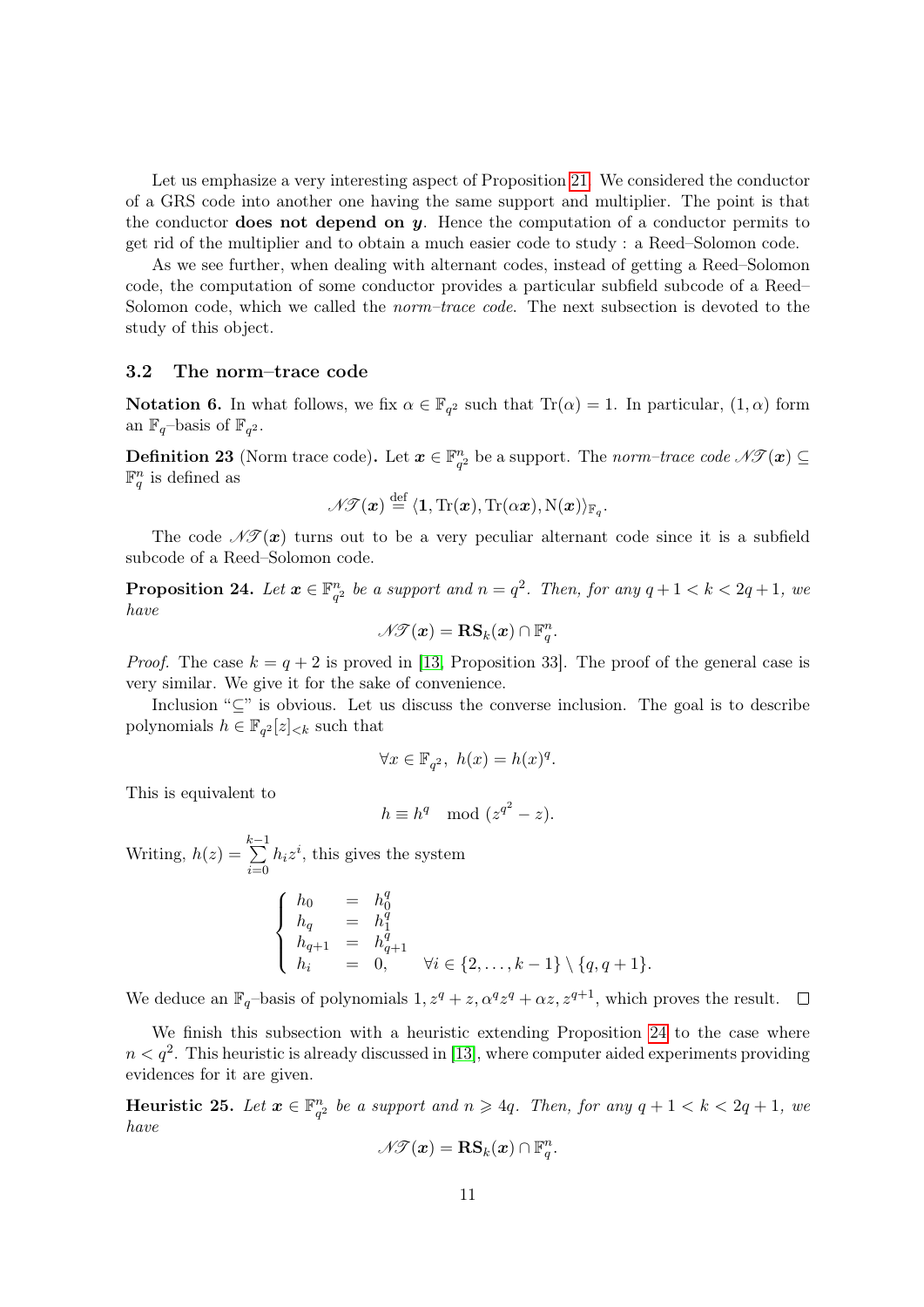Let us emphasize a very interesting aspect of Proposition 21. We considered the conductor of a GRS code into another one having the same support and multiplier. The point is that the conductor **does not depend on $\boldsymbol{y}$**. Hence the computation of a conductor permits to get rid of the multiplier and to obtain a much easier code to study : a Reed–Solomon code.

As we see further, when dealing with alternant codes, instead of getting a Reed–Solomon code, the computation of some conductor provides a particular subfield subcode of a Reed–Solomon code, which we called the *norm–trace code*. The next subsection is devoted to the study of this object.

### 3.2 The norm–trace code

**Notation 6.** In what follows, we fix $\alpha \in \mathbb{F}_{q^2}$ such that $\mathrm{Tr}(\alpha) = 1$. In particular, $(1, \alpha)$ form an $\mathbb{F}_q$–basis of $\mathbb{F}_{q^2}$.

**Definition 23** (Norm trace code)**.** Let $\boldsymbol{x} \in \mathbb{F}_{q^2}^n$ be a support. The *norm–trace code* $\mathscr{NT}(\boldsymbol{x}) \subseteq \mathbb{F}_q^n$ is defined as

$$\mathscr{NT}(\boldsymbol{x}) \stackrel{\text{def}}{=} \langle \mathbf{1}, \mathrm{Tr}(\boldsymbol{x}), \mathrm{Tr}(\alpha\boldsymbol{x}), \mathrm{N}(\boldsymbol{x}) \rangle_{\mathbb{F}_q}.$$

The code $\mathscr{NT}(\boldsymbol{x})$ turns out to be a very peculiar alternant code since it is a subfield subcode of a Reed–Solomon code.

**Proposition 24.** *Let $\boldsymbol{x} \in \mathbb{F}_{q^2}^n$ be a support and $n = q^2$. Then, for any $q + 1 < k < 2q + 1$, we have*

$$\mathscr{NT}(\boldsymbol{x}) = \mathbf{RS}_k(\boldsymbol{x}) \cap \mathbb{F}_q^n.$$

*Proof.* The case $k = q + 2$ is proved in [13, Proposition 33]. The proof of the general case is very similar. We give it for the sake of convenience.

Inclusion "$\subseteq$" is obvious. Let us discuss the converse inclusion. The goal is to describe polynomials $h \in \mathbb{F}_{q^2}[z]_{<k}$ such that

$$\forall x \in \mathbb{F}_{q^2},\ h(x) = h(x)^q.$$

This is equivalent to

$$h \equiv h^q \mod (z^{q^2} - z).$$

Writing, $h(z) = \sum_{i=0}^{k-1} h_i z^i$, this gives the system

$$\begin{cases} h_0 &= h_0^q \\ h_q &= h_1^q \\ h_{q+1} &= h_{q+1}^q \\ h_i &= 0, \qquad \forall i \in \{2, \dots, k-1\} \setminus \{q, q+1\}. \end{cases}$$

We deduce an $\mathbb{F}_q$–basis of polynomials $1, z^q + z, \alpha^q z^q + \alpha z, z^{q+1}$, which proves the result. $\square$

We finish this subsection with a heuristic extending Proposition 24 to the case where $n < q^2$. This heuristic is already discussed in [13], where computer aided experiments providing evidences for it are given.

**Heuristic 25.** *Let $\boldsymbol{x} \in \mathbb{F}_{q^2}^n$ be a support and $n \geqslant 4q$. Then, for any $q + 1 < k < 2q + 1$, we have*

$$\mathscr{NT}(\boldsymbol{x}) = \mathbf{RS}_k(\boldsymbol{x}) \cap \mathbb{F}_q^n.$$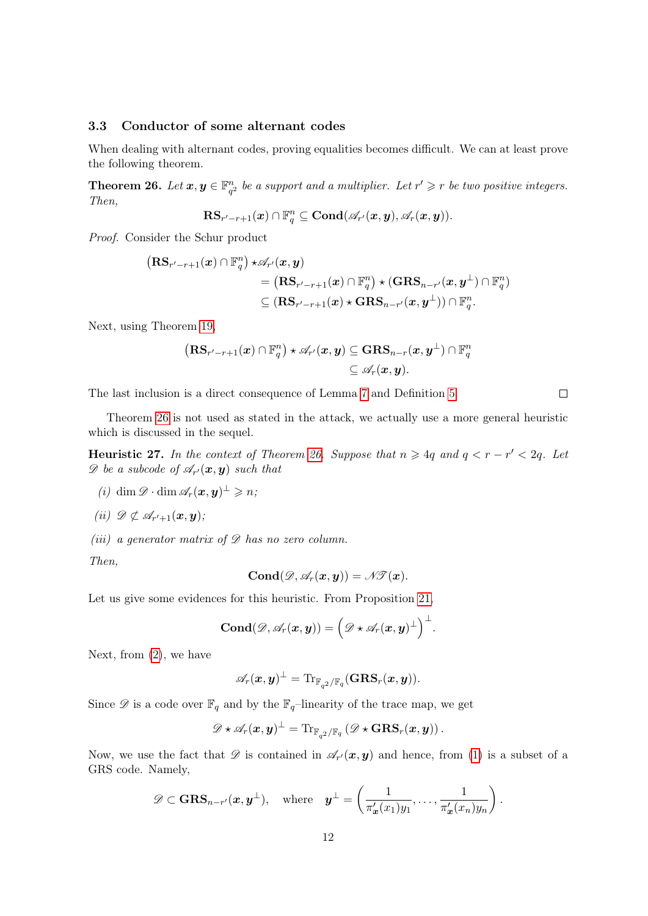### 3.3 Conductor of some alternant codes

When dealing with alternant codes, proving equalities becomes difficult. We can at least prove the following theorem.

**Theorem 26.** *Let $\boldsymbol{x}, \boldsymbol{y} \in \mathbb{F}_{q^2}^n$ be a support and a multiplier. Let $r' \geqslant r$ be two positive integers. Then,*

$$\mathbf{RS}_{r'-r+1}(\boldsymbol{x}) \cap \mathbb{F}_q^n \subseteq \mathbf{Cond}(\mathscr{A}_{r'}(\boldsymbol{x}, \boldsymbol{y}), \mathscr{A}_r(\boldsymbol{x}, \boldsymbol{y})).$$

*Proof.* Consider the Schur product

$$\begin{aligned}
\left(\mathbf{RS}_{r'-r+1}(\boldsymbol{x}) \cap \mathbb{F}_q^n\right) \star \mathscr{A}_{r'}(\boldsymbol{x}, \boldsymbol{y}) & \\
&= \left(\mathbf{RS}_{r'-r+1}(\boldsymbol{x}) \cap \mathbb{F}_q^n\right) \star \left(\mathbf{GRS}_{n-r'}(\boldsymbol{x}, \boldsymbol{y}^\perp) \cap \mathbb{F}_q^n\right) \\
&\subseteq \left(\mathbf{RS}_{r'-r+1}(\boldsymbol{x}) \star \mathbf{GRS}_{n-r'}(\boldsymbol{x}, \boldsymbol{y}^\perp)\right) \cap \mathbb{F}_q^n.
\end{aligned}$$

Next, using Theorem 19,

$$\begin{aligned}
\left(\mathbf{RS}_{r'-r+1}(\boldsymbol{x}) \cap \mathbb{F}_q^n\right) \star \mathscr{A}_{r'}(\boldsymbol{x}, \boldsymbol{y}) &\subseteq \mathbf{GRS}_{n-r}(\boldsymbol{x}, \boldsymbol{y}^\perp) \cap \mathbb{F}_q^n \\
&\subseteq \mathscr{A}_r(\boldsymbol{x}, \boldsymbol{y}).
\end{aligned}$$

The last inclusion is a direct consequence of Lemma 7 and Definition 5. $\square$

Theorem 26 is not used as stated in the attack, we actually use a more general heuristic which is discussed in the sequel.

**Heuristic 27.** *In the context of Theorem 26. Suppose that $n \geqslant 4q$ and $q < r - r' < 2q$. Let $\mathscr{D}$ be a subcode of $\mathscr{A}_{r'}(\boldsymbol{x}, \boldsymbol{y})$ such that*

*(i)* $\dim \mathscr{D} \cdot \dim \mathscr{A}_r(\boldsymbol{x}, \boldsymbol{y})^\perp \geqslant n$;

*(ii)* $\mathscr{D} \not\subseteq \mathscr{A}_{r'+1}(\boldsymbol{x}, \boldsymbol{y})$;

*(iii) a generator matrix of $\mathscr{D}$ has no zero column.*

*Then,*

$$\mathbf{Cond}(\mathscr{D}, \mathscr{A}_r(\boldsymbol{x}, \boldsymbol{y})) = \mathscr{N}\mathscr{T}(\boldsymbol{x}).$$

Let us give some evidences for this heuristic. From Proposition 21,

$$\mathbf{Cond}(\mathscr{D}, \mathscr{A}_r(\boldsymbol{x}, \boldsymbol{y})) = \left(\mathscr{D} \star \mathscr{A}_r(\boldsymbol{x}, \boldsymbol{y})^\perp\right)^\perp.$$

Next, from (2), we have

$$\mathscr{A}_r(\boldsymbol{x}, \boldsymbol{y})^\perp = \mathrm{Tr}_{\mathbb{F}_{q^2}/\mathbb{F}_q}(\mathbf{GRS}_r(\boldsymbol{x}, \boldsymbol{y})).$$

Since $\mathscr{D}$ is a code over $\mathbb{F}_q$ and by the $\mathbb{F}_q$–linearity of the trace map, we get

$$\mathscr{D} \star \mathscr{A}_r(\boldsymbol{x}, \boldsymbol{y})^\perp = \mathrm{Tr}_{\mathbb{F}_{q^2}/\mathbb{F}_q}\left(\mathscr{D} \star \mathbf{GRS}_r(\boldsymbol{x}, \boldsymbol{y})\right).$$

Now, we use the fact that $\mathscr{D}$ is contained in $\mathscr{A}_{r'}(\boldsymbol{x}, \boldsymbol{y})$ and hence, from (1) is a subset of a GRS code. Namely,

$$\mathscr{D} \subset \mathbf{GRS}_{n-r'}(\boldsymbol{x}, \boldsymbol{y}^\perp), \quad \text{where} \quad \boldsymbol{y}^\perp = \left(\frac{1}{\pi'_{\boldsymbol{x}}(x_1)y_1}, \ldots, \frac{1}{\pi'_{\boldsymbol{x}}(x_n)y_n}\right).$$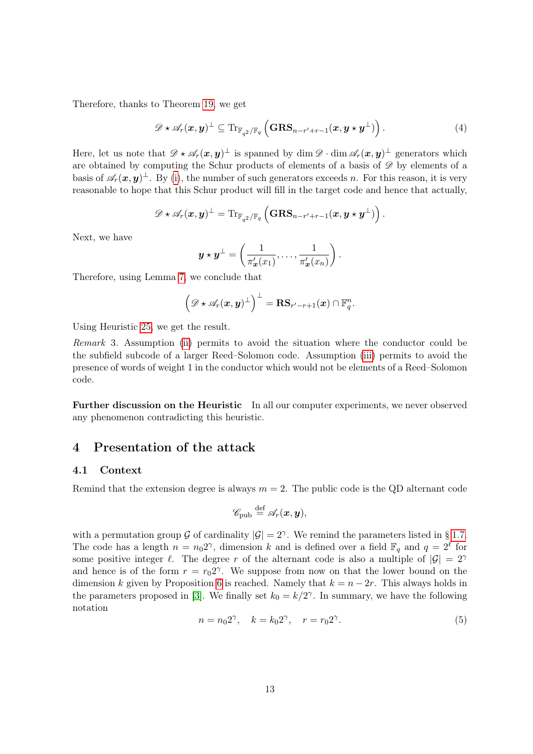Therefore, thanks to Theorem 19, we get

$$\mathscr{D} \star \mathscr{A}_r(\boldsymbol{x}, \boldsymbol{y})^\perp \subseteq \mathrm{Tr}_{\mathbb{F}_{q^2}/\mathbb{F}_q}\left(\mathbf{GRS}_{n-r'+r-1}(\boldsymbol{x}, \boldsymbol{y} \star \boldsymbol{y}^\perp)\right). \tag{4}$$

Here, let us note that $\mathscr{D} \star \mathscr{A}_r(\boldsymbol{x}, \boldsymbol{y})^\perp$ is spanned by $\dim \mathscr{D} \cdot \dim \mathscr{A}_r(\boldsymbol{x}, \boldsymbol{y})^\perp$ generators which are obtained by computing the Schur products of elements of a basis of $\mathscr{D}$ by elements of a basis of $\mathscr{A}_r(\boldsymbol{x}, \boldsymbol{y})^\perp$. By (i), the number of such generators exceeds $n$. For this reason, it is very reasonable to hope that this Schur product will fill in the target code and hence that actually,

$$\mathscr{D} \star \mathscr{A}_r(\boldsymbol{x}, \boldsymbol{y})^\perp = \mathrm{Tr}_{\mathbb{F}_{q^2}/\mathbb{F}_q}\left(\mathbf{GRS}_{n-r'+r-1}(\boldsymbol{x}, \boldsymbol{y} \star \boldsymbol{y}^\perp)\right).$$

Next, we have

$$\boldsymbol{y} \star \boldsymbol{y}^\perp = \left(\frac{1}{\pi'_{\boldsymbol{x}}(x_1)}, \ldots, \frac{1}{\pi'_{\boldsymbol{x}}(x_n)}\right).$$

Therefore, using Lemma 7, we conclude that

$$\left(\mathscr{D} \star \mathscr{A}_r(\boldsymbol{x}, \boldsymbol{y})^\perp\right)^\perp = \mathbf{RS}_{r'-r+1}(\boldsymbol{x}) \cap \mathbb{F}_q^n.$$

Using Heuristic 25, we get the result.

*Remark* 3. Assumption (ii) permits to avoid the situation where the conductor could be the subfield subcode of a larger Reed–Solomon code. Assumption (iii) permits to avoid the presence of words of weight 1 in the conductor which would not be elements of a Reed–Solomon code.

**Further discussion on the Heuristic** In all our computer experiments, we never observed any phenomenon contradicting this heuristic.

## 4 Presentation of the attack

### 4.1 Context

Remind that the extension degree is always $m = 2$. The public code is the QD alternant code

$$\mathscr{C}_{\mathrm{pub}} \stackrel{\mathrm{def}}{=} \mathscr{A}_r(\boldsymbol{x}, \boldsymbol{y}),$$

with a permutation group $\mathcal{G}$ of cardinality $|\mathcal{G}| = 2^\gamma$. We remind the parameters listed in § 1.7. The code has a length $n = n_0 2^\gamma$, dimension $k$ and is defined over a field $\mathbb{F}_q$ and $q = 2^\ell$ for some positive integer $\ell$. The degree $r$ of the alternant code is also a multiple of $|\mathcal{G}| = 2^\gamma$ and hence is of the form $r = r_0 2^\gamma$. We suppose from now on that the lower bound on the dimension $k$ given by Proposition 6 is reached. Namely that $k = n - 2r$. This always holds in the parameters proposed in [3]. We finally set $k_0 = k/2^\gamma$. In summary, we have the following notation

$$n = n_0 2^\gamma, \quad k = k_0 2^\gamma, \quad r = r_0 2^\gamma. \tag{5}$$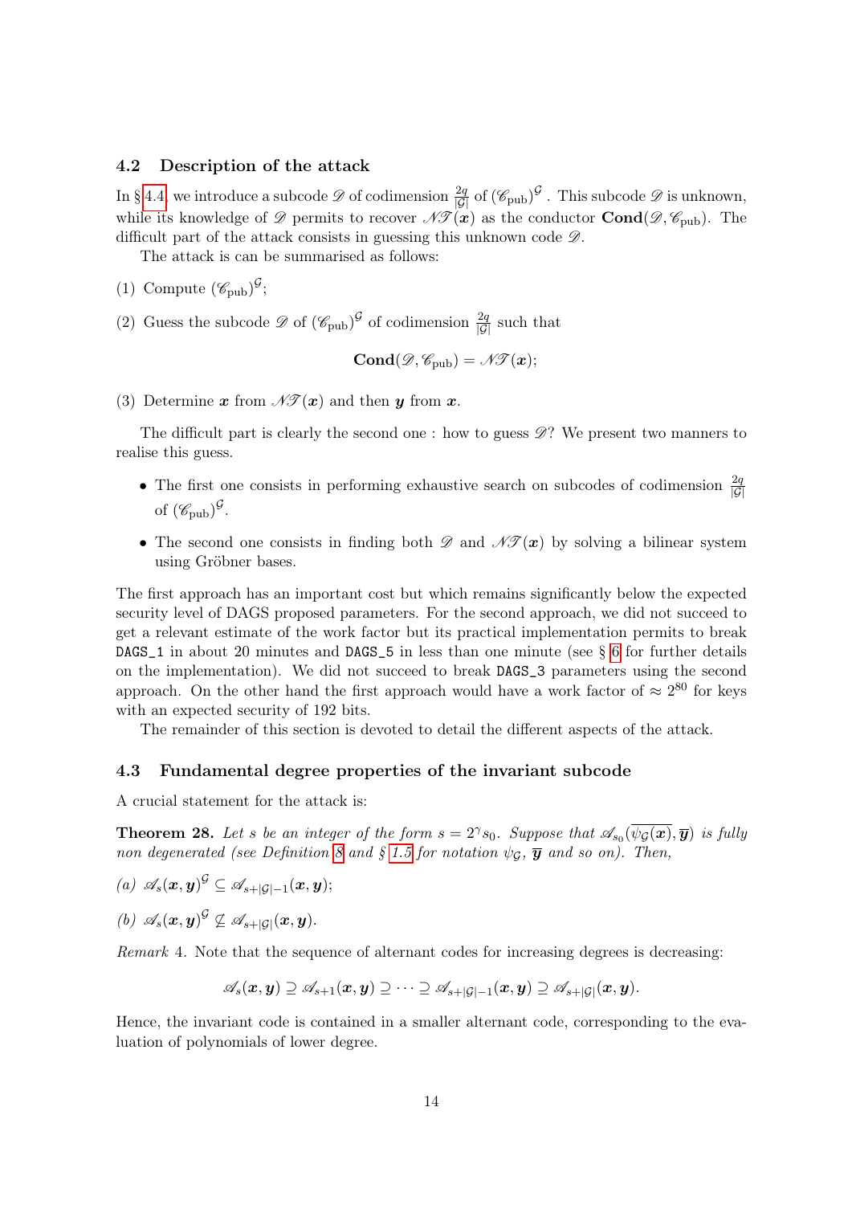### 4.2 Description of the attack

In § 4.4, we introduce a subcode $\mathscr{D}$ of codimension $\frac{2q}{|\mathcal{G}|}$ of $(\mathscr{C}_{\text{pub}})^{\mathcal{G}}$. This subcode $\mathscr{D}$ is unknown, while its knowledge of $\mathscr{D}$ permits to recover $\mathscr{N}\mathscr{T}(\boldsymbol{x})$ as the conductor $\mathbf{Cond}(\mathscr{D}, \mathscr{C}_{\text{pub}})$. The difficult part of the attack consists in guessing this unknown code $\mathscr{D}$.

The attack is can be summarised as follows:

(1) Compute $(\mathscr{C}_{\text{pub}})^{\mathcal{G}}$;

(2) Guess the subcode $\mathscr{D}$ of $(\mathscr{C}_{\text{pub}})^{\mathcal{G}}$ of codimension $\frac{2q}{|\mathcal{G}|}$ such that

$$\mathbf{Cond}(\mathscr{D}, \mathscr{C}_{\text{pub}}) = \mathscr{N}\mathscr{T}(\boldsymbol{x});$$

(3) Determine $\boldsymbol{x}$ from $\mathscr{N}\mathscr{T}(\boldsymbol{x})$ and then $\boldsymbol{y}$ from $\boldsymbol{x}$.

The difficult part is clearly the second one : how to guess $\mathscr{D}$? We present two manners to realise this guess.

- The first one consists in performing exhaustive search on subcodes of codimension $\frac{2q}{|\mathcal{G}|}$ of $(\mathscr{C}_{\text{pub}})^{\mathcal{G}}$.
- The second one consists in finding both $\mathscr{D}$ and $\mathscr{N}\mathscr{T}(\boldsymbol{x})$ by solving a bilinear system using Gröbner bases.

The first approach has an important cost but which remains significantly below the expected security level of DAGS proposed parameters. For the second approach, we did not succeed to get a relevant estimate of the work factor but its practical implementation permits to break `DAGS_1` in about 20 minutes and `DAGS_5` in less than one minute (see § 6 for further details on the implementation). We did not succeed to break `DAGS_3` parameters using the second approach. On the other hand the first approach would have a work factor of $\approx 2^{80}$ for keys with an expected security of 192 bits.

The remainder of this section is devoted to detail the different aspects of the attack.

### 4.3 Fundamental degree properties of the invariant subcode

A crucial statement for the attack is:

**Theorem 28.** *Let $s$ be an integer of the form $s = 2^{\gamma} s_0$. Suppose that $\mathscr{A}_{s_0}(\overline{\psi_{\mathcal{G}}(\boldsymbol{x})}, \overline{\boldsymbol{y}})$ is fully non degenerated (see Definition 8 and § 1.5 for notation $\psi_{\mathcal{G}}$, $\overline{\boldsymbol{y}}$ and so on). Then,*

*(a)* $\mathscr{A}_s(\boldsymbol{x}, \boldsymbol{y})^{\mathcal{G}} \subseteq \mathscr{A}_{s+|\mathcal{G}|-1}(\boldsymbol{x}, \boldsymbol{y})$;

*(b)* $\mathscr{A}_s(\boldsymbol{x}, \boldsymbol{y})^{\mathcal{G}} \not\subseteq \mathscr{A}_{s+|\mathcal{G}|}(\boldsymbol{x}, \boldsymbol{y})$.

*Remark* 4. Note that the sequence of alternant codes for increasing degrees is decreasing:

$$\mathscr{A}_s(\boldsymbol{x}, \boldsymbol{y}) \supseteq \mathscr{A}_{s+1}(\boldsymbol{x}, \boldsymbol{y}) \supseteq \cdots \supseteq \mathscr{A}_{s+|\mathcal{G}|-1}(\boldsymbol{x}, \boldsymbol{y}) \supseteq \mathscr{A}_{s+|\mathcal{G}|}(\boldsymbol{x}, \boldsymbol{y}).$$

Hence, the invariant code is contained in a smaller alternant code, corresponding to the evaluation of polynomials of lower degree.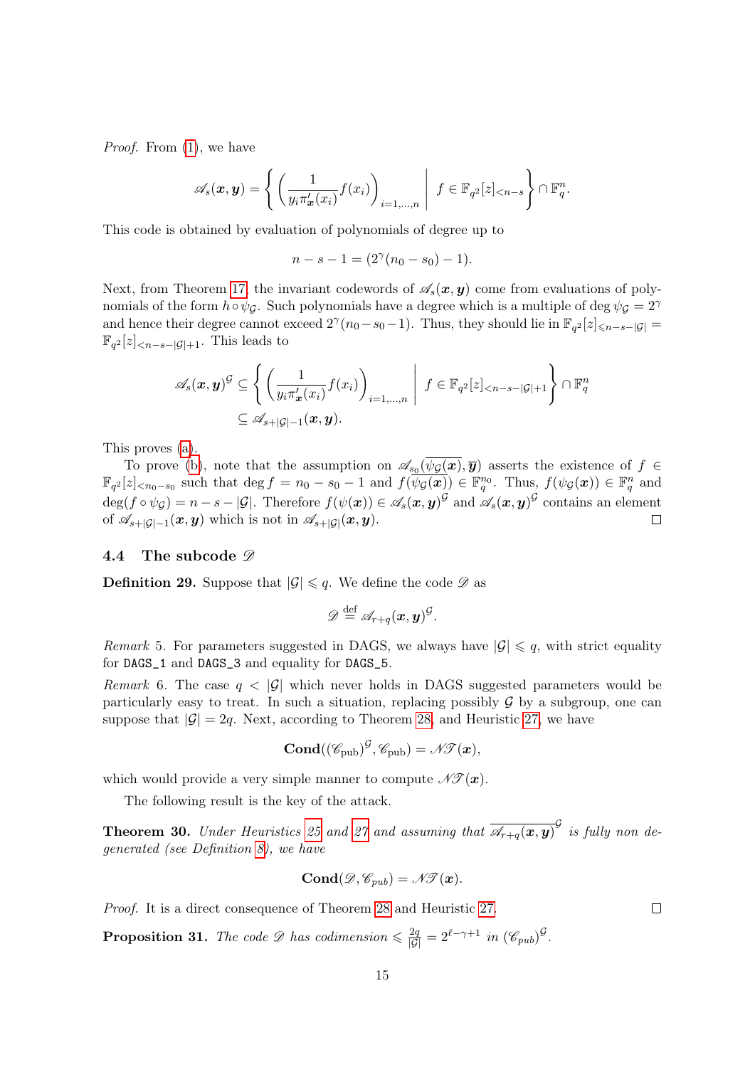*Proof.* From (1), we have

$$\mathscr{A}_s(\boldsymbol{x},\boldsymbol{y}) = \left\{ \left( \frac{1}{y_i \pi'_{\boldsymbol{x}}(x_i)} f(x_i) \right)_{i=1,\dots,n} \;\middle|\; f \in \mathbb{F}_{q^2}[z]_{<n-s} \right\} \cap \mathbb{F}_q^n.$$

This code is obtained by evaluation of polynomials of degree up to

$$n - s - 1 = (2^\gamma(n_0 - s_0) - 1).$$

Next, from Theorem 17, the invariant codewords of $\mathscr{A}_s(\boldsymbol{x},\boldsymbol{y})$ come from evaluations of polynomials of the form $h \circ \psi_{\mathcal{G}}$. Such polynomials have a degree which is a multiple of $\deg \psi_{\mathcal{G}} = 2^\gamma$ and hence their degree cannot exceed $2^\gamma(n_0 - s_0 - 1)$. Thus, they should lie in $\mathbb{F}_{q^2}[z]_{\leqslant n-s-|\mathcal{G}|} = \mathbb{F}_{q^2}[z]_{<n-s-|\mathcal{G}|+1}$. This leads to

$$\begin{aligned}
\mathscr{A}_s(\boldsymbol{x},\boldsymbol{y})^{\mathcal{G}} &\subseteq \left\{ \left( \frac{1}{y_i \pi'_{\boldsymbol{x}}(x_i)} f(x_i) \right)_{i=1,\dots,n} \;\middle|\; f \in \mathbb{F}_{q^2}[z]_{<n-s-|\mathcal{G}|+1} \right\} \cap \mathbb{F}_q^n \\
&\subseteq \mathscr{A}_{s+|\mathcal{G}|-1}(\boldsymbol{x},\boldsymbol{y}).
\end{aligned}$$

This proves (a).

To prove (b), note that the assumption on $\mathscr{A}_{s_0}(\overline{\psi_{\mathcal{G}}(\boldsymbol{x})}, \overline{\boldsymbol{y}})$ asserts the existence of $f \in \mathbb{F}_{q^2}[z]_{<n_0-s_0}$ such that $\deg f = n_0 - s_0 - 1$ and $f(\overline{\psi_{\mathcal{G}}(\boldsymbol{x})}) \in \mathbb{F}_q^{n_0}$. Thus, $f(\psi_{\mathcal{G}}(\boldsymbol{x})) \in \mathbb{F}_q^n$ and $\deg(f \circ \psi_{\mathcal{G}}) = n - s - |\mathcal{G}|$. Therefore $f(\psi(\boldsymbol{x})) \in \mathscr{A}_s(\boldsymbol{x},\boldsymbol{y})^{\mathcal{G}}$ and $\mathscr{A}_s(\boldsymbol{x},\boldsymbol{y})^{\mathcal{G}}$ contains an element of $\mathscr{A}_{s+|\mathcal{G}|-1}(\boldsymbol{x},\boldsymbol{y})$ which is not in $\mathscr{A}_{s+|\mathcal{G}|}(\boldsymbol{x},\boldsymbol{y})$. ∎

### 4.4 The subcode $\mathscr{D}$

**Definition 29.** Suppose that $|\mathcal{G}| \leqslant q$. We define the code $\mathscr{D}$ as

$$\mathscr{D} \stackrel{\text{def}}{=} \mathscr{A}_{r+q}(\boldsymbol{x},\boldsymbol{y})^{\mathcal{G}}.$$

*Remark* 5. For parameters suggested in DAGS, we always have $|\mathcal{G}| \leqslant q$, with strict equality for DAGS_1 and DAGS_3 and equality for DAGS_5.

*Remark* 6. The case $q < |\mathcal{G}|$ which never holds in DAGS suggested parameters would be particularly easy to treat. In such a situation, replacing possibly $\mathcal{G}$ by a subgroup, one can suppose that $|\mathcal{G}| = 2q$. Next, according to Theorem 28, and Heuristic 27, we have

$$\mathbf{Cond}((\mathscr{C}_{\text{pub}})^{\mathcal{G}}, \mathscr{C}_{\text{pub}}) = \mathscr{N}\mathscr{T}(\boldsymbol{x}),$$

which would provide a very simple manner to compute $\mathscr{N}\mathscr{T}(\boldsymbol{x})$.

The following result is the key of the attack.

**Theorem 30.** *Under Heuristics 25 and 27 and assuming that $\overline{\mathscr{A}_{r+q}(\boldsymbol{x},\boldsymbol{y})}^{\mathcal{G}}$ is fully non degenerated (see Definition 8), we have*

$$\mathbf{Cond}(\mathscr{D}, \mathscr{C}_{pub}) = \mathscr{N}\mathscr{T}(\boldsymbol{x}).$$

*Proof.* It is a direct consequence of Theorem 28 and Heuristic 27. ∎

**Proposition 31.** *The code $\mathscr{D}$ has codimension $\leqslant \frac{2q}{|\mathcal{G}|} = 2^{\ell-\gamma+1}$ in $(\mathscr{C}_{pub})^{\mathcal{G}}$.*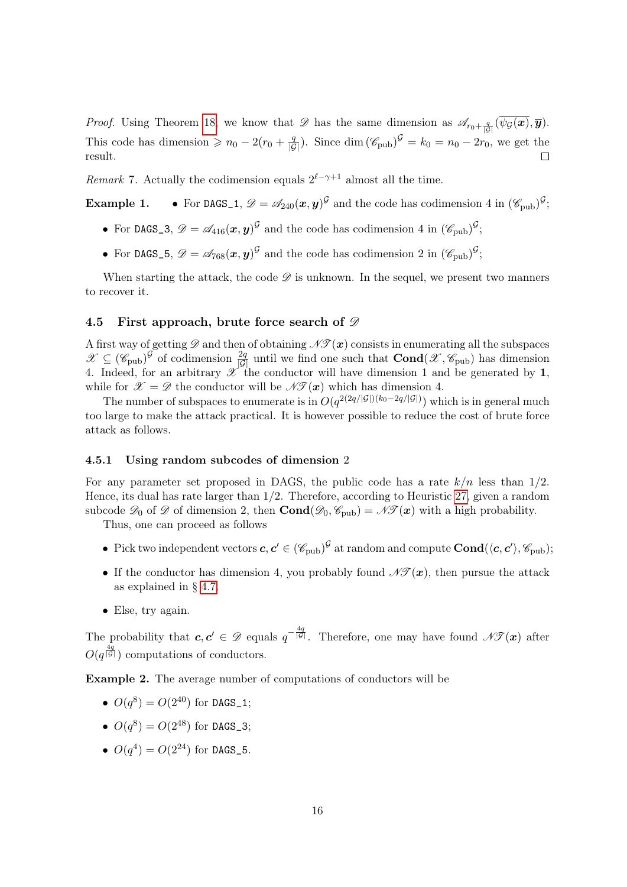*Proof.* Using Theorem 18, we know that $\mathscr{D}$ has the same dimension as $\mathscr{A}_{r_0+\frac{q}{|\mathcal{G}|}}(\overline{\psi_{\mathcal{G}}(\boldsymbol{x})}, \overline{\boldsymbol{y}})$. This code has dimension $\geqslant n_0 - 2(r_0 + \frac{q}{|\mathcal{G}|})$. Since $\dim (\mathscr{C}_{\mathrm{pub}})^{\mathcal{G}} = k_0 = n_0 - 2r_0$, we get the result. □

*Remark* 7. Actually the codimension equals $2^{\ell-\gamma+1}$ almost all the time.

**Example 1.**

- For `DAGS_1`, $\mathscr{D} = \mathscr{A}_{240}(\boldsymbol{x}, \boldsymbol{y})^{\mathcal{G}}$ and the code has codimension 4 in $(\mathscr{C}_{\mathrm{pub}})^{\mathcal{G}}$;
- For `DAGS_3`, $\mathscr{D} = \mathscr{A}_{416}(\boldsymbol{x}, \boldsymbol{y})^{\mathcal{G}}$ and the code has codimension 4 in $(\mathscr{C}_{\mathrm{pub}})^{\mathcal{G}}$;
- For `DAGS_5`, $\mathscr{D} = \mathscr{A}_{768}(\boldsymbol{x}, \boldsymbol{y})^{\mathcal{G}}$ and the code has codimension 2 in $(\mathscr{C}_{\mathrm{pub}})^{\mathcal{G}}$;

When starting the attack, the code $\mathscr{D}$ is unknown. In the sequel, we present two manners to recover it.

### 4.5 First approach, brute force search of $\mathscr{D}$

A first way of getting $\mathscr{D}$ and then of obtaining $\mathscr{N}\mathscr{T}(\boldsymbol{x})$ consists in enumerating all the subspaces $\mathscr{X} \subseteq (\mathscr{C}_{\mathrm{pub}})^{\mathcal{G}}$ of codimension $\frac{2q}{|\mathcal{G}|}$ until we find one such that $\mathbf{Cond}(\mathscr{X}, \mathscr{C}_{\mathrm{pub}})$ has dimension 4. Indeed, for an arbitrary $\mathscr{X}$ the conductor will have dimension 1 and be generated by $\mathbf{1}$, while for $\mathscr{X} = \mathscr{D}$ the conductor will be $\mathscr{N}\mathscr{T}(\boldsymbol{x})$ which has dimension 4.

The number of subspaces to enumerate is in $O(q^{2(2q/|\mathcal{G}|)(k_0 - 2q/|\mathcal{G}|)})$ which is in general much too large to make the attack practical. It is however possible to reduce the cost of brute force attack as follows.

#### 4.5.1 Using random subcodes of dimension 2

For any parameter set proposed in DAGS, the public code has a rate $k/n$ less than $1/2$. Hence, its dual has rate larger than $1/2$. Therefore, according to Heuristic 27, given a random subcode $\mathscr{D}_0$ of $\mathscr{D}$ of dimension 2, then $\mathbf{Cond}(\mathscr{D}_0, \mathscr{C}_{\mathrm{pub}}) = \mathscr{N}\mathscr{T}(\boldsymbol{x})$ with a high probability.

Thus, one can proceed as follows

- Pick two independent vectors $\boldsymbol{c}, \boldsymbol{c}' \in (\mathscr{C}_{\mathrm{pub}})^{\mathcal{G}}$ at random and compute $\mathbf{Cond}(\langle \boldsymbol{c}, \boldsymbol{c}' \rangle, \mathscr{C}_{\mathrm{pub}})$;
- If the conductor has dimension 4, you probably found $\mathscr{N}\mathscr{T}(\boldsymbol{x})$, then pursue the attack as explained in § 4.7.
- Else, try again.

The probability that $\boldsymbol{c}, \boldsymbol{c}' \in \mathscr{D}$ equals $q^{-\frac{4q}{|\mathcal{G}|}}$. Therefore, one may have found $\mathscr{N}\mathscr{T}(\boldsymbol{x})$ after $O(q^{\frac{4q}{|\mathcal{G}|}})$ computations of conductors.

**Example 2.** The average number of computations of conductors will be

- $O(q^8) = O(2^{40})$ for `DAGS_1`;
- $O(q^8) = O(2^{48})$ for `DAGS_3`;
- $O(q^4) = O(2^{24})$ for `DAGS_5`.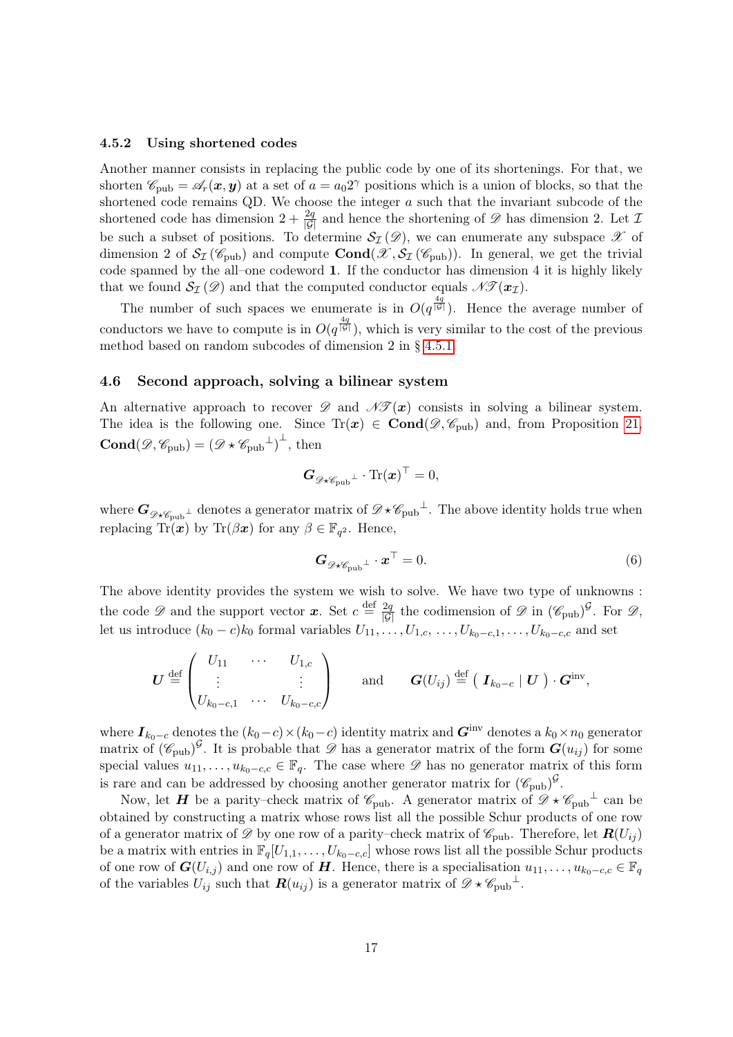### 4.5.2 Using shortened codes

Another manner consists in replacing the public code by one of its shortenings. For that, we shorten $\mathscr{C}_{\text{pub}} = \mathscr{A}_r(\boldsymbol{x}, \boldsymbol{y})$ at a set of $a = a_0 2^\gamma$ positions which is a union of blocks, so that the shortened code remains QD. We choose the integer $a$ such that the invariant subcode of the shortened code has dimension $2 + \frac{2q}{|\mathcal{G}|}$ and hence the shortening of $\mathscr{D}$ has dimension 2. Let $\mathcal{I}$ be such a subset of positions. To determine $\mathcal{S}_{\mathcal{I}}(\mathscr{D})$, we can enumerate any subspace $\mathscr{X}$ of dimension 2 of $\mathcal{S}_{\mathcal{I}}(\mathscr{C}_{\text{pub}})$ and compute $\mathbf{Cond}(\mathscr{X}, \mathcal{S}_{\mathcal{I}}(\mathscr{C}_{\text{pub}}))$. In general, we get the trivial code spanned by the all–one codeword $\mathbf{1}$. If the conductor has dimension 4 it is highly likely that we found $\mathcal{S}_{\mathcal{I}}(\mathscr{D})$ and that the computed conductor equals $\mathscr{N}\mathscr{T}(\boldsymbol{x}_{\mathcal{I}})$.

The number of such spaces we enumerate is in $O(q^{\frac{4q}{|\mathcal{G}|}})$. Hence the average number of conductors we have to compute is in $O(q^{\frac{4q}{|\mathcal{G}|}})$, which is very similar to the cost of the previous method based on random subcodes of dimension 2 in § 4.5.1.

## 4.6 Second approach, solving a bilinear system

An alternative approach to recover $\mathscr{D}$ and $\mathscr{N}\mathscr{T}(\boldsymbol{x})$ consists in solving a bilinear system. The idea is the following one. Since $\text{Tr}(\boldsymbol{x}) \in \mathbf{Cond}(\mathscr{D}, \mathscr{C}_{\text{pub}})$ and, from Proposition 21, $\mathbf{Cond}(\mathscr{D}, \mathscr{C}_{\text{pub}}) = (\mathscr{D} \star \mathscr{C}_{\text{pub}}{}^{\perp})^{\perp}$, then

$$\boldsymbol{G}_{\mathscr{D}\star\mathscr{C}_{\text{pub}}{}^{\perp}} \cdot \text{Tr}(\boldsymbol{x})^{\top} = 0,$$

where $\boldsymbol{G}_{\mathscr{D}\star\mathscr{C}_{\text{pub}}{}^{\perp}}$ denotes a generator matrix of $\mathscr{D} \star \mathscr{C}_{\text{pub}}{}^{\perp}$. The above identity holds true when replacing $\text{Tr}(\boldsymbol{x})$ by $\text{Tr}(\beta \boldsymbol{x})$ for any $\beta \in \mathbb{F}_{q^2}$. Hence,

$$\boldsymbol{G}_{\mathscr{D}\star\mathscr{C}_{\text{pub}}{}^{\perp}} \cdot \boldsymbol{x}^{\top} = 0. \tag{6}$$

The above identity provides the system we wish to solve. We have two type of unknowns : the code $\mathscr{D}$ and the support vector $\boldsymbol{x}$. Set $c \stackrel{\text{def}}{=} \frac{2q}{|\mathcal{G}|}$ the codimension of $\mathscr{D}$ in $(\mathscr{C}_{\text{pub}})^{\mathcal{G}}$. For $\mathscr{D}$, let us introduce $(k_0 - c)k_0$ formal variables $U_{11}, \ldots, U_{1,c}, \ldots, U_{k_0-c,1}, \ldots, U_{k_0-c,c}$ and set

$$\boldsymbol{U} \stackrel{\text{def}}{=} \begin{pmatrix} U_{11} & \cdots & U_{1,c} \\ \vdots & & \vdots \\ U_{k_0-c,1} & \cdots & U_{k_0-c,c} \end{pmatrix} \qquad \text{and} \qquad \boldsymbol{G}(U_{ij}) \stackrel{\text{def}}{=} \left( \, \boldsymbol{I}_{k_0-c} \mid \boldsymbol{U} \, \right) \cdot \boldsymbol{G}^{\text{inv}},$$

where $\boldsymbol{I}_{k_0-c}$ denotes the $(k_0-c)\times(k_0-c)$ identity matrix and $\boldsymbol{G}^{\text{inv}}$ denotes a $k_0 \times n_0$ generator matrix of $(\mathscr{C}_{\text{pub}})^{\mathcal{G}}$. It is probable that $\mathscr{D}$ has a generator matrix of the form $\boldsymbol{G}(u_{ij})$ for some special values $u_{11}, \ldots, u_{k_0-c,c} \in \mathbb{F}_q$. The case where $\mathscr{D}$ has no generator matrix of this form is rare and can be addressed by choosing another generator matrix for $(\mathscr{C}_{\text{pub}})^{\mathcal{G}}$.

Now, let $\boldsymbol{H}$ be a parity–check matrix of $\mathscr{C}_{\text{pub}}$. A generator matrix of $\mathscr{D} \star \mathscr{C}_{\text{pub}}{}^{\perp}$ can be obtained by constructing a matrix whose rows list all the possible Schur products of one row of a generator matrix of $\mathscr{D}$ by one row of a parity–check matrix of $\mathscr{C}_{\text{pub}}$. Therefore, let $\boldsymbol{R}(U_{ij})$ be a matrix with entries in $\mathbb{F}_q[U_{1,1}, \ldots, U_{k_0-c,c}]$ whose rows list all the possible Schur products of one row of $\boldsymbol{G}(U_{i,j})$ and one row of $\boldsymbol{H}$. Hence, there is a specialisation $u_{11}, \ldots, u_{k_0-c,c} \in \mathbb{F}_q$ of the variables $U_{ij}$ such that $\boldsymbol{R}(u_{ij})$ is a generator matrix of $\mathscr{D} \star \mathscr{C}_{\text{pub}}{}^{\perp}$.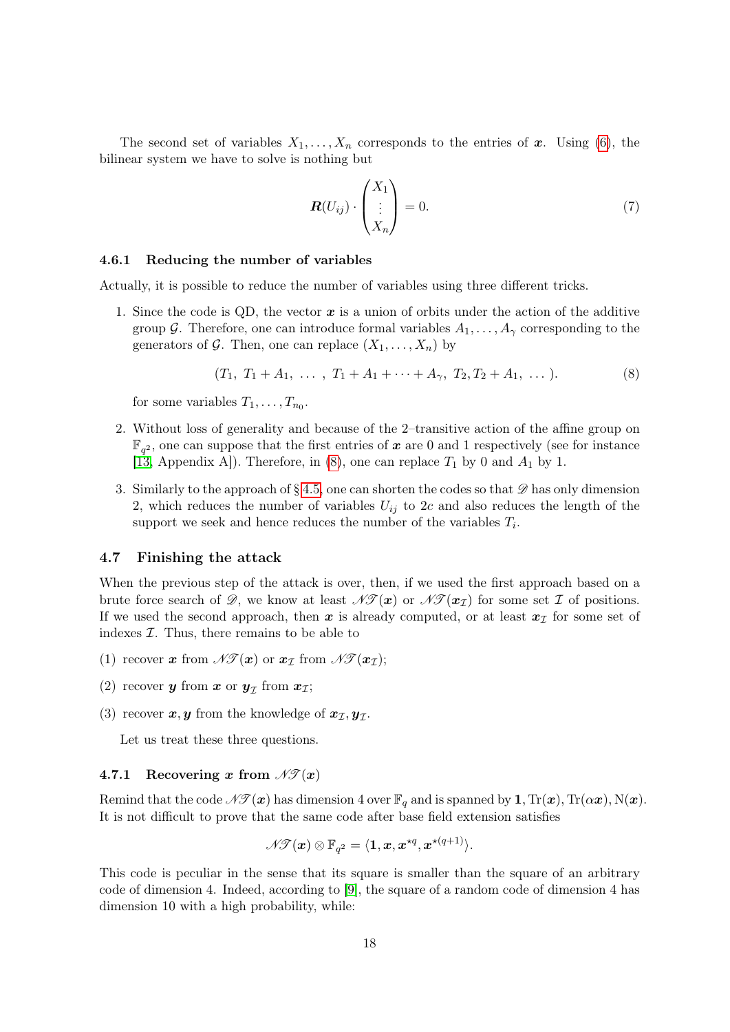The second set of variables $X_1, \ldots, X_n$ corresponds to the entries of $\boldsymbol{x}$. Using (6), the bilinear system we have to solve is nothing but

$$\boldsymbol{R}(U_{ij}) \cdot \begin{pmatrix} X_1 \\ \vdots \\ X_n \end{pmatrix} = 0. \tag{7}$$

#### 4.6.1 Reducing the number of variables

Actually, it is possible to reduce the number of variables using three different tricks.

1. Since the code is QD, the vector $\boldsymbol{x}$ is a union of orbits under the action of the additive group $\mathcal{G}$. Therefore, one can introduce formal variables $A_1, \ldots, A_\gamma$ corresponding to the generators of $\mathcal{G}$. Then, one can replace $(X_1, \ldots, X_n)$ by

$$(T_1,\ T_1 + A_1,\ \ldots\ ,\ T_1 + A_1 + \cdots + A_\gamma,\ T_2, T_2 + A_1,\ \ldots\ ). \tag{8}$$

   for some variables $T_1, \ldots, T_{n_0}$.

2. Without loss of generality and because of the 2–transitive action of the affine group on $\mathbb{F}_{q^2}$, one can suppose that the first entries of $\boldsymbol{x}$ are 0 and 1 respectively (see for instance [13, Appendix A]). Therefore, in (8), one can replace $T_1$ by 0 and $A_1$ by 1.

3. Similarly to the approach of § 4.5, one can shorten the codes so that $\mathscr{D}$ has only dimension 2, which reduces the number of variables $U_{ij}$ to $2c$ and also reduces the length of the support we seek and hence reduces the number of the variables $T_i$.

### 4.7 Finishing the attack

When the previous step of the attack is over, then, if we used the first approach based on a brute force search of $\mathscr{D}$, we know at least $\mathscr{NT}(\boldsymbol{x})$ or $\mathscr{NT}(\boldsymbol{x}_{\mathcal{I}})$ for some set $\mathcal{I}$ of positions. If we used the second approach, then $\boldsymbol{x}$ is already computed, or at least $\boldsymbol{x}_{\mathcal{I}}$ for some set of indexes $\mathcal{I}$. Thus, there remains to be able to

(1) recover $\boldsymbol{x}$ from $\mathscr{NT}(\boldsymbol{x})$ or $\boldsymbol{x}_{\mathcal{I}}$ from $\mathscr{NT}(\boldsymbol{x}_{\mathcal{I}})$;

(2) recover $\boldsymbol{y}$ from $\boldsymbol{x}$ or $\boldsymbol{y}_{\mathcal{I}}$ from $\boldsymbol{x}_{\mathcal{I}}$;

(3) recover $\boldsymbol{x}, \boldsymbol{y}$ from the knowledge of $\boldsymbol{x}_{\mathcal{I}}, \boldsymbol{y}_{\mathcal{I}}$.

Let us treat these three questions.

#### 4.7.1 Recovering $\boldsymbol{x}$ from $\mathscr{NT}(\boldsymbol{x})$

Remind that the code $\mathscr{NT}(\boldsymbol{x})$ has dimension 4 over $\mathbb{F}_q$ and is spanned by $\mathbf{1}, \mathrm{Tr}(\boldsymbol{x}), \mathrm{Tr}(\alpha\boldsymbol{x}), \mathrm{N}(\boldsymbol{x})$. It is not difficult to prove that the same code after base field extension satisfies

$$\mathscr{NT}(\boldsymbol{x}) \otimes \mathbb{F}_{q^2} = \langle \mathbf{1}, \boldsymbol{x}, \boldsymbol{x}^{\star q}, \boldsymbol{x}^{\star(q+1)} \rangle.$$

This code is peculiar in the sense that its square is smaller than the square of an arbitrary code of dimension 4. Indeed, according to [9], the square of a random code of dimension 4 has dimension 10 with a high probability, while: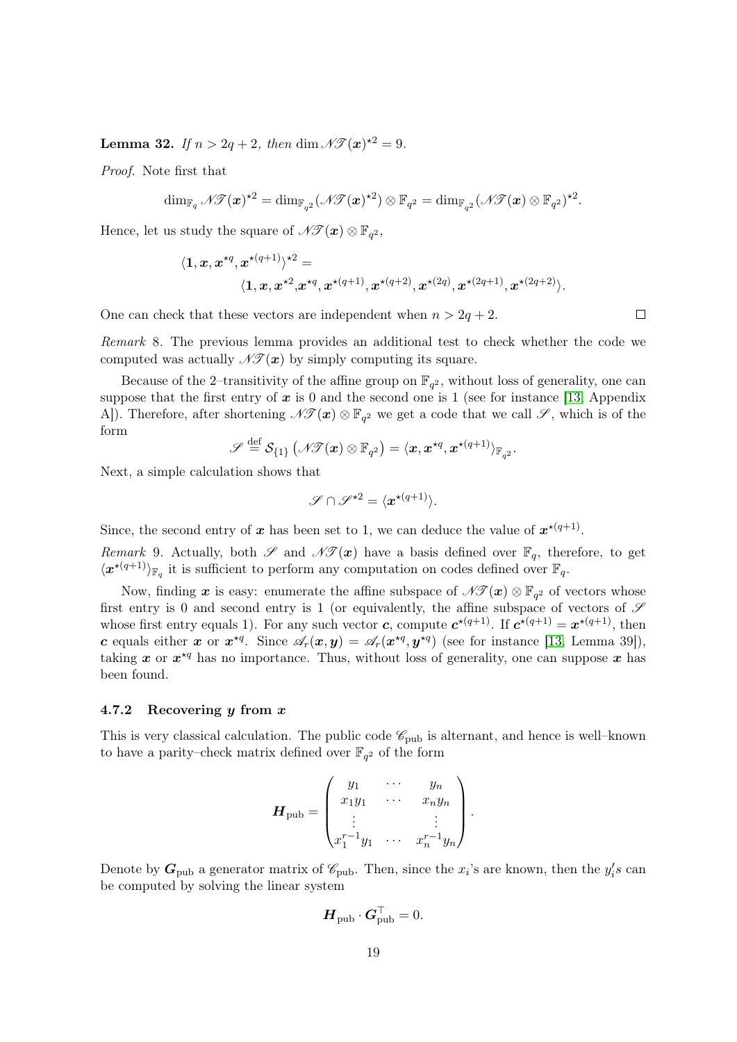**Lemma 32.** *If $n > 2q+2$, then* $\dim \mathscr{NT}(\boldsymbol{x})^{\star 2} = 9$.

*Proof.* Note first that

$$\dim_{\mathbb{F}_q} \mathscr{NT}(\boldsymbol{x})^{\star 2} = \dim_{\mathbb{F}_{q^2}} (\mathscr{NT}(\boldsymbol{x})^{\star 2}) \otimes \mathbb{F}_{q^2} = \dim_{\mathbb{F}_{q^2}} (\mathscr{NT}(\boldsymbol{x}) \otimes \mathbb{F}_{q^2})^{\star 2}.$$

Hence, let us study the square of $\mathscr{NT}(\boldsymbol{x}) \otimes \mathbb{F}_{q^2}$,

$$\langle \mathbf{1}, \boldsymbol{x}, \boldsymbol{x}^{\star q}, \boldsymbol{x}^{\star(q+1)} \rangle^{\star 2} = \\ \langle \mathbf{1}, \boldsymbol{x}, \boldsymbol{x}^{\star 2}, \boldsymbol{x}^{\star q}, \boldsymbol{x}^{\star(q+1)}, \boldsymbol{x}^{\star(q+2)}, \boldsymbol{x}^{\star(2q)}, \boldsymbol{x}^{\star(2q+1)}, \boldsymbol{x}^{\star(2q+2)} \rangle.$$

One can check that these vectors are independent when $n > 2q+2$. $\square$

*Remark* 8. The previous lemma provides an additional test to check whether the code we computed was actually $\mathscr{NT}(\boldsymbol{x})$ by simply computing its square.

Because of the 2–transitivity of the affine group on $\mathbb{F}_{q^2}$, without loss of generality, one can suppose that the first entry of $\boldsymbol{x}$ is 0 and the second one is 1 (see for instance [13, Appendix A]). Therefore, after shortening $\mathscr{NT}(\boldsymbol{x}) \otimes \mathbb{F}_{q^2}$ we get a code that we call $\mathscr{S}$, which is of the form

$$\mathscr{S} \stackrel{\text{def}}{=} \mathcal{S}_{\{1\}} \left( \mathscr{NT}(\boldsymbol{x}) \otimes \mathbb{F}_{q^2} \right) = \langle \boldsymbol{x}, \boldsymbol{x}^{\star q}, \boldsymbol{x}^{\star(q+1)} \rangle_{\mathbb{F}_{q^2}}.$$

Next, a simple calculation shows that

$$\mathscr{S} \cap \mathscr{S}^{\star 2} = \langle \boldsymbol{x}^{\star(q+1)} \rangle.$$

Since, the second entry of $\boldsymbol{x}$ has been set to 1, we can deduce the value of $\boldsymbol{x}^{\star(q+1)}$.

*Remark* 9. Actually, both $\mathscr{S}$ and $\mathscr{NT}(\boldsymbol{x})$ have a basis defined over $\mathbb{F}_q$, therefore, to get $\langle \boldsymbol{x}^{\star(q+1)} \rangle_{\mathbb{F}_q}$ it is sufficient to perform any computation on codes defined over $\mathbb{F}_q$.

Now, finding $\boldsymbol{x}$ is easy: enumerate the affine subspace of $\mathscr{NT}(\boldsymbol{x}) \otimes \mathbb{F}_{q^2}$ of vectors whose first entry is 0 and second entry is 1 (or equivalently, the affine subspace of vectors of $\mathscr{S}$ whose first entry equals 1). For any such vector $\boldsymbol{c}$, compute $\boldsymbol{c}^{\star(q+1)}$. If $\boldsymbol{c}^{\star(q+1)} = \boldsymbol{x}^{\star(q+1)}$, then $\boldsymbol{c}$ equals either $\boldsymbol{x}$ or $\boldsymbol{x}^{\star q}$. Since $\mathscr{A}_r(\boldsymbol{x}, \boldsymbol{y}) = \mathscr{A}_r(\boldsymbol{x}^{\star q}, \boldsymbol{y}^{\star q})$ (see for instance [13, Lemma 39]), taking $\boldsymbol{x}$ or $\boldsymbol{x}^{\star q}$ has no importance. Thus, without loss of generality, one can suppose $\boldsymbol{x}$ has been found.

#### 4.7.2 Recovering $\boldsymbol{y}$ from $\boldsymbol{x}$

This is very classical calculation. The public code $\mathscr{C}_{\text{pub}}$ is alternant, and hence is well–known to have a parity–check matrix defined over $\mathbb{F}_{q^2}$ of the form

$$\boldsymbol{H}_{\text{pub}} = \begin{pmatrix} y_1 & \cdots & y_n \\ x_1 y_1 & \cdots & x_n y_n \\ \vdots & & \vdots \\ x_1^{r-1} y_1 & \cdots & x_n^{r-1} y_n \end{pmatrix}.$$

Denote by $\boldsymbol{G}_{\text{pub}}$ a generator matrix of $\mathscr{C}_{\text{pub}}$. Then, since the $x_i$'s are known, then the $y_i'$s can be computed by solving the linear system

$$\boldsymbol{H}_{\text{pub}} \cdot \boldsymbol{G}_{\text{pub}}^{\top} = 0.$$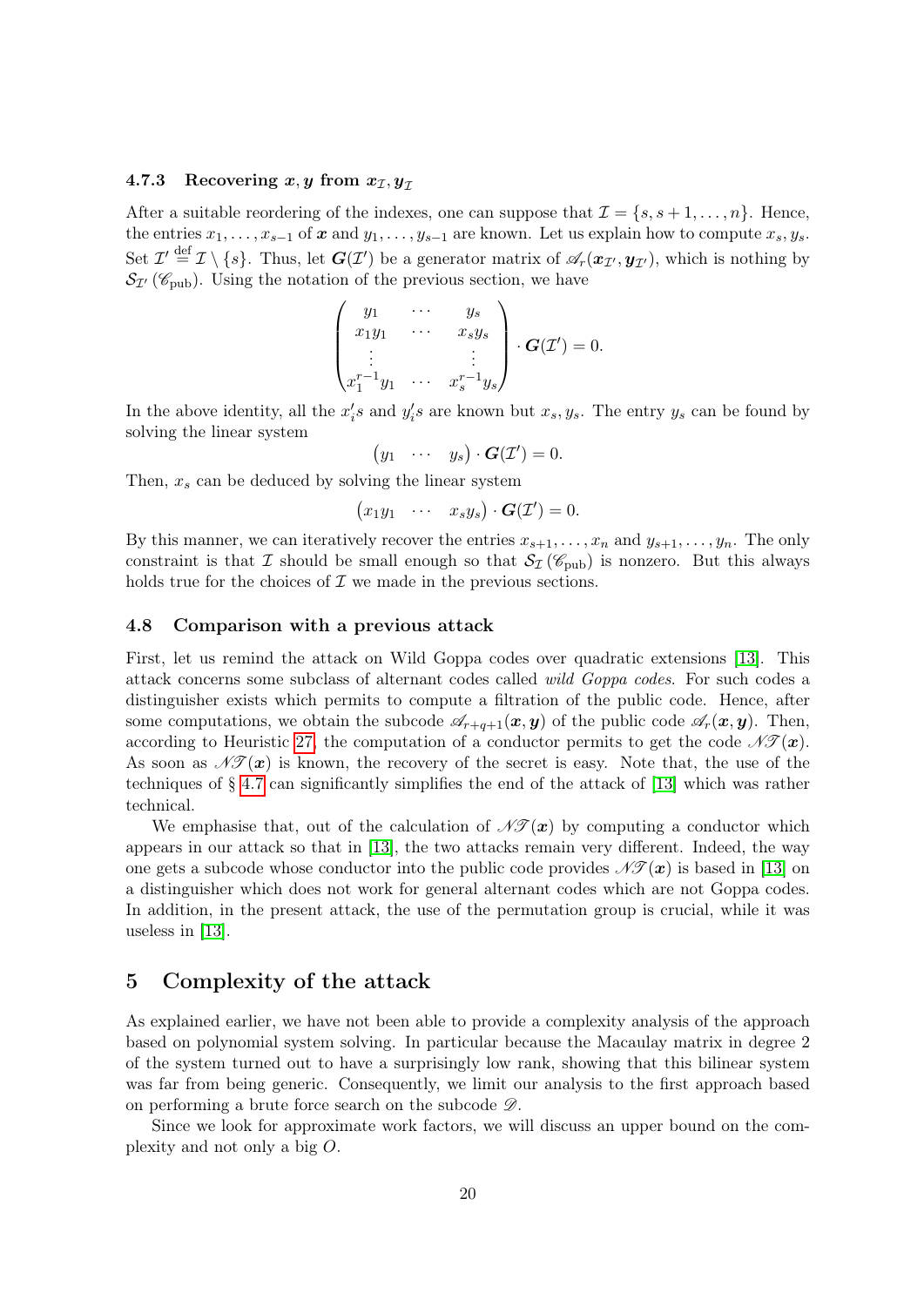### 4.7.3 Recovering $\boldsymbol{x}, \boldsymbol{y}$ from $\boldsymbol{x}_{\mathcal{I}}, \boldsymbol{y}_{\mathcal{I}}$

After a suitable reordering of the indexes, one can suppose that $\mathcal{I} = \{s, s+1, \dots, n\}$. Hence, the entries $x_1, \dots, x_{s-1}$ of $\boldsymbol{x}$ and $y_1, \dots, y_{s-1}$ are known. Let us explain how to compute $x_s, y_s$. Set $\mathcal{I}' \stackrel{\text{def}}{=} \mathcal{I} \setminus \{s\}$. Thus, let $\boldsymbol{G}(\mathcal{I}')$ be a generator matrix of $\mathscr{A}_r(\boldsymbol{x}_{\mathcal{I}'}, \boldsymbol{y}_{\mathcal{I}'})$, which is nothing by $\mathcal{S}_{\mathcal{I}'}(\mathscr{C}_{\text{pub}})$. Using the notation of the previous section, we have

$$
\begin{pmatrix}
y_1 & \cdots & y_s \\
x_1 y_1 & \cdots & x_s y_s \\
\vdots & & \vdots \\
x_1^{r-1} y_1 & \cdots & x_s^{r-1} y_s
\end{pmatrix} \cdot \boldsymbol{G}(\mathcal{I}') = 0.
$$

In the above identity, all the $x_i'$s and $y_i'$s are known but $x_s, y_s$. The entry $y_s$ can be found by solving the linear system

$$
\begin{pmatrix} y_1 & \cdots & y_s \end{pmatrix} \cdot \boldsymbol{G}(\mathcal{I}') = 0.
$$

Then, $x_s$ can be deduced by solving the linear system

$$
\begin{pmatrix} x_1 y_1 & \cdots & x_s y_s \end{pmatrix} \cdot \boldsymbol{G}(\mathcal{I}') = 0.
$$

By this manner, we can iteratively recover the entries $x_{s+1}, \dots, x_n$ and $y_{s+1}, \dots, y_n$. The only constraint is that $\mathcal{I}$ should be small enough so that $\mathcal{S}_{\mathcal{I}}(\mathscr{C}_{\text{pub}})$ is nonzero. But this always holds true for the choices of $\mathcal{I}$ we made in the previous sections.

### 4.8 Comparison with a previous attack

First, let us remind the attack on Wild Goppa codes over quadratic extensions [13]. This attack concerns some subclass of alternant codes called *wild Goppa codes*. For such codes a distinguisher exists which permits to compute a filtration of the public code. Hence, after some computations, we obtain the subcode $\mathscr{A}_{r+q+1}(\boldsymbol{x}, \boldsymbol{y})$ of the public code $\mathscr{A}_r(\boldsymbol{x}, \boldsymbol{y})$. Then, according to Heuristic 27, the computation of a conductor permits to get the code $\mathscr{NT}(\boldsymbol{x})$. As soon as $\mathscr{NT}(\boldsymbol{x})$ is known, the recovery of the secret is easy. Note that, the use of the techniques of § 4.7 can significantly simplifies the end of the attack of [13] which was rather technical.

We emphasise that, out of the calculation of $\mathscr{NT}(\boldsymbol{x})$ by computing a conductor which appears in our attack so that in [13], the two attacks remain very different. Indeed, the way one gets a subcode whose conductor into the public code provides $\mathscr{NT}(\boldsymbol{x})$ is based in [13] on a distinguisher which does not work for general alternant codes which are not Goppa codes. In addition, in the present attack, the use of the permutation group is crucial, while it was useless in [13].

## 5 Complexity of the attack

As explained earlier, we have not been able to provide a complexity analysis of the approach based on polynomial system solving. In particular because the Macaulay matrix in degree 2 of the system turned out to have a surprisingly low rank, showing that this bilinear system was far from being generic. Consequently, we limit our analysis to the first approach based on performing a brute force search on the subcode $\mathscr{D}$.

Since we look for approximate work factors, we will discuss an upper bound on the complexity and not only a big $O$.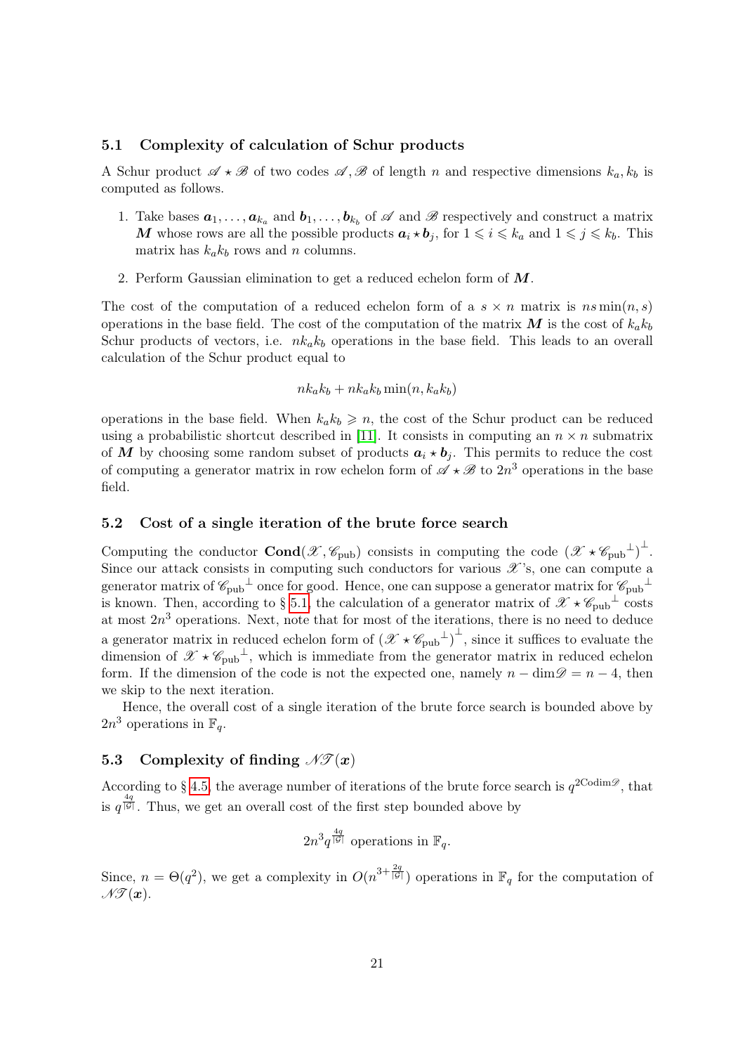### 5.1 Complexity of calculation of Schur products

A Schur product $\mathscr{A} \star \mathscr{B}$ of two codes $\mathscr{A}, \mathscr{B}$ of length $n$ and respective dimensions $k_a, k_b$ is computed as follows.

1. Take bases $\boldsymbol{a}_1, \ldots, \boldsymbol{a}_{k_a}$ and $\boldsymbol{b}_1, \ldots, \boldsymbol{b}_{k_b}$ of $\mathscr{A}$ and $\mathscr{B}$ respectively and construct a matrix $\boldsymbol{M}$ whose rows are all the possible products $\boldsymbol{a}_i \star \boldsymbol{b}_j$, for $1 \leqslant i \leqslant k_a$ and $1 \leqslant j \leqslant k_b$. This matrix has $k_a k_b$ rows and $n$ columns.
2. Perform Gaussian elimination to get a reduced echelon form of $\boldsymbol{M}$.

The cost of the computation of a reduced echelon form of a $s \times n$ matrix is $ns \min(n, s)$ operations in the base field. The cost of the computation of the matrix $\boldsymbol{M}$ is the cost of $k_a k_b$ Schur products of vectors, i.e. $nk_a k_b$ operations in the base field. This leads to an overall calculation of the Schur product equal to

$$nk_a k_b + nk_a k_b \min(n, k_a k_b)$$

operations in the base field. When $k_a k_b \geqslant n$, the cost of the Schur product can be reduced using a probabilistic shortcut described in [11]. It consists in computing an $n \times n$ submatrix of $\boldsymbol{M}$ by choosing some random subset of products $\boldsymbol{a}_i \star \boldsymbol{b}_j$. This permits to reduce the cost of computing a generator matrix in row echelon form of $\mathscr{A} \star \mathscr{B}$ to $2n^3$ operations in the base field.

### 5.2 Cost of a single iteration of the brute force search

Computing the conductor $\mathbf{Cond}(\mathscr{X}, \mathscr{C}_{\text{pub}})$ consists in computing the code $(\mathscr{X} \star \mathscr{C}_{\text{pub}}{}^{\perp})^{\perp}$. Since our attack consists in computing such conductors for various $\mathscr{X}$'s, one can compute a generator matrix of $\mathscr{C}_{\text{pub}}{}^{\perp}$ once for good. Hence, one can suppose a generator matrix for $\mathscr{C}_{\text{pub}}{}^{\perp}$ is known. Then, according to § 5.1, the calculation of a generator matrix of $\mathscr{X} \star \mathscr{C}_{\text{pub}}{}^{\perp}$ costs at most $2n^3$ operations. Next, note that for most of the iterations, there is no need to deduce a generator matrix in reduced echelon form of $(\mathscr{X} \star \mathscr{C}_{\text{pub}}{}^{\perp})^{\perp}$, since it suffices to evaluate the dimension of $\mathscr{X} \star \mathscr{C}_{\text{pub}}{}^{\perp}$, which is immediate from the generator matrix in reduced echelon form. If the dimension of the code is not the expected one, namely $n - \dim \mathscr{D} = n - 4$, then we skip to the next iteration.

Hence, the overall cost of a single iteration of the brute force search is bounded above by $2n^3$ operations in $\mathbb{F}_q$.

### 5.3 Complexity of finding $\mathscr{NT}(\boldsymbol{x})$

According to § 4.5, the average number of iterations of the brute force search is $q^{2\text{Codim}\mathscr{D}}$, that is $q^{\frac{4q}{|\mathcal{G}|}}$. Thus, we get an overall cost of the first step bounded above by

$$2n^3 q^{\frac{4q}{|\mathcal{G}|}} \text{ operations in } \mathbb{F}_q.$$

Since, $n = \Theta(q^2)$, we get a complexity in $O(n^{3+\frac{2q}{|\mathcal{G}|}})$ operations in $\mathbb{F}_q$ for the computation of $\mathscr{NT}(\boldsymbol{x})$.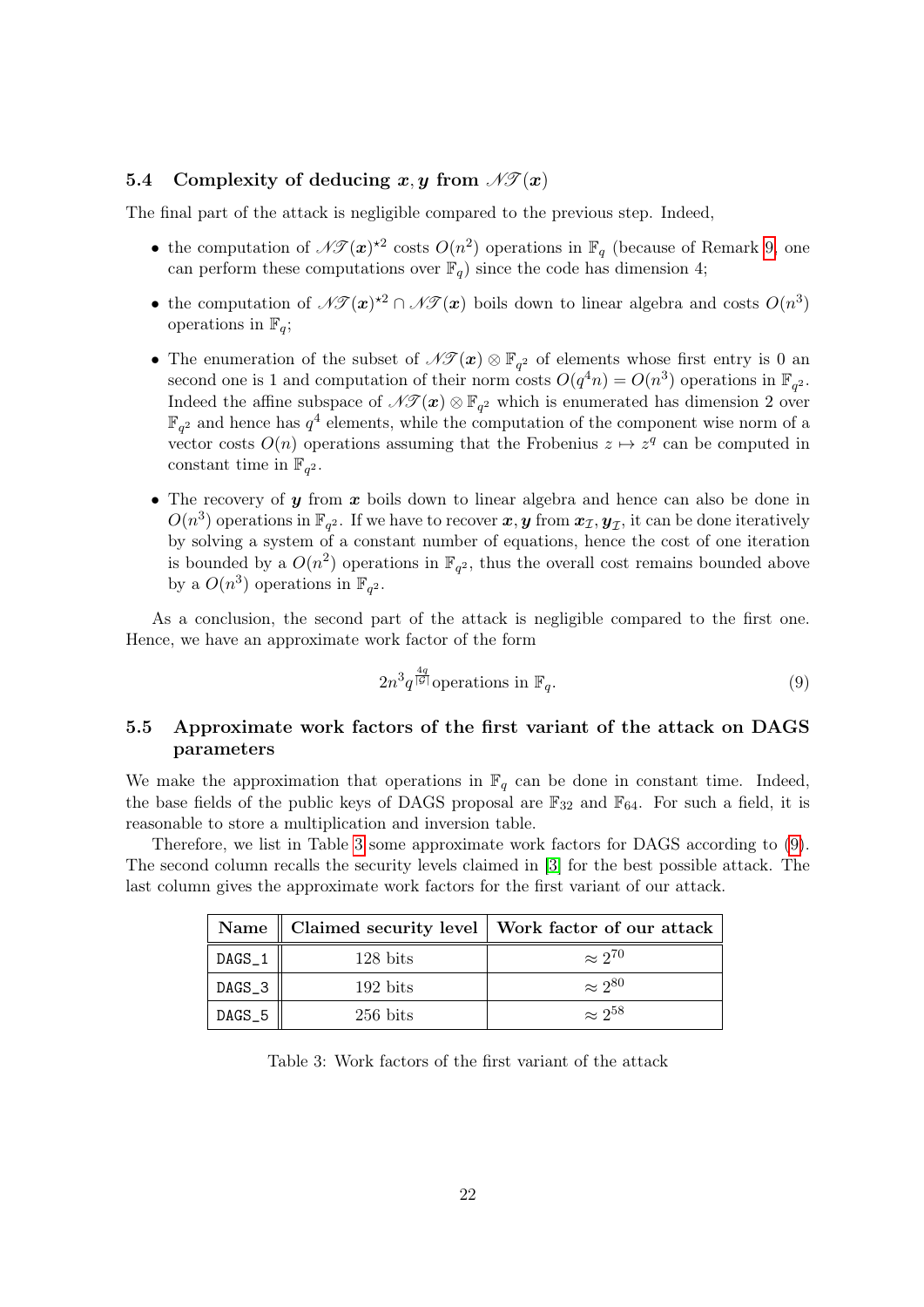### 5.4 Complexity of deducing $\boldsymbol{x}, \boldsymbol{y}$ from $\mathscr{N}\mathscr{T}(\boldsymbol{x})$

The final part of the attack is negligible compared to the previous step. Indeed,

- the computation of $\mathscr{N}\mathscr{T}(\boldsymbol{x})^{\star 2}$ costs $O(n^2)$ operations in $\mathbb{F}_q$ (because of Remark 9, one can perform these computations over $\mathbb{F}_q$) since the code has dimension 4;
- the computation of $\mathscr{N}\mathscr{T}(\boldsymbol{x})^{\star 2} \cap \mathscr{N}\mathscr{T}(\boldsymbol{x})$ boils down to linear algebra and costs $O(n^3)$ operations in $\mathbb{F}_q$;
- The enumeration of the subset of $\mathscr{N}\mathscr{T}(\boldsymbol{x}) \otimes \mathbb{F}_{q^2}$ of elements whose first entry is 0 an second one is 1 and computation of their norm costs $O(q^4 n) = O(n^3)$ operations in $\mathbb{F}_{q^2}$. Indeed the affine subspace of $\mathscr{N}\mathscr{T}(\boldsymbol{x}) \otimes \mathbb{F}_{q^2}$ which is enumerated has dimension 2 over $\mathbb{F}_{q^2}$ and hence has $q^4$ elements, while the computation of the component wise norm of a vector costs $O(n)$ operations assuming that the Frobenius $z \mapsto z^q$ can be computed in constant time in $\mathbb{F}_{q^2}$.
- The recovery of $\boldsymbol{y}$ from $\boldsymbol{x}$ boils down to linear algebra and hence can also be done in $O(n^3)$ operations in $\mathbb{F}_{q^2}$. If we have to recover $\boldsymbol{x}, \boldsymbol{y}$ from $\boldsymbol{x}_{\mathcal{I}}, \boldsymbol{y}_{\mathcal{I}}$, it can be done iteratively by solving a system of a constant number of equations, hence the cost of one iteration is bounded by a $O(n^2)$ operations in $\mathbb{F}_{q^2}$, thus the overall cost remains bounded above by a $O(n^3)$ operations in $\mathbb{F}_{q^2}$.

As a conclusion, the second part of the attack is negligible compared to the first one. Hence, we have an approximate work factor of the form

$$2n^3 q^{\frac{4q}{|\mathcal{G}|}} \text{operations in } \mathbb{F}_q. \tag{9}$$

### 5.5 Approximate work factors of the first variant of the attack on DAGS parameters

We make the approximation that operations in $\mathbb{F}_q$ can be done in constant time. Indeed, the base fields of the public keys of DAGS proposal are $\mathbb{F}_{32}$ and $\mathbb{F}_{64}$. For such a field, it is reasonable to store a multiplication and inversion table.

Therefore, we list in Table 3 some approximate work factors for DAGS according to (9). The second column recalls the security levels claimed in [3] for the best possible attack. The last column gives the approximate work factors for the first variant of our attack.

| Name | Claimed security level | Work factor of our attack |
|---|---|---|
| DAGS_1 | 128 bits | $\approx 2^{70}$ |
| DAGS_3 | 192 bits | $\approx 2^{80}$ |
| DAGS_5 | 256 bits | $\approx 2^{58}$ |

Table 3: Work factors of the first variant of the attack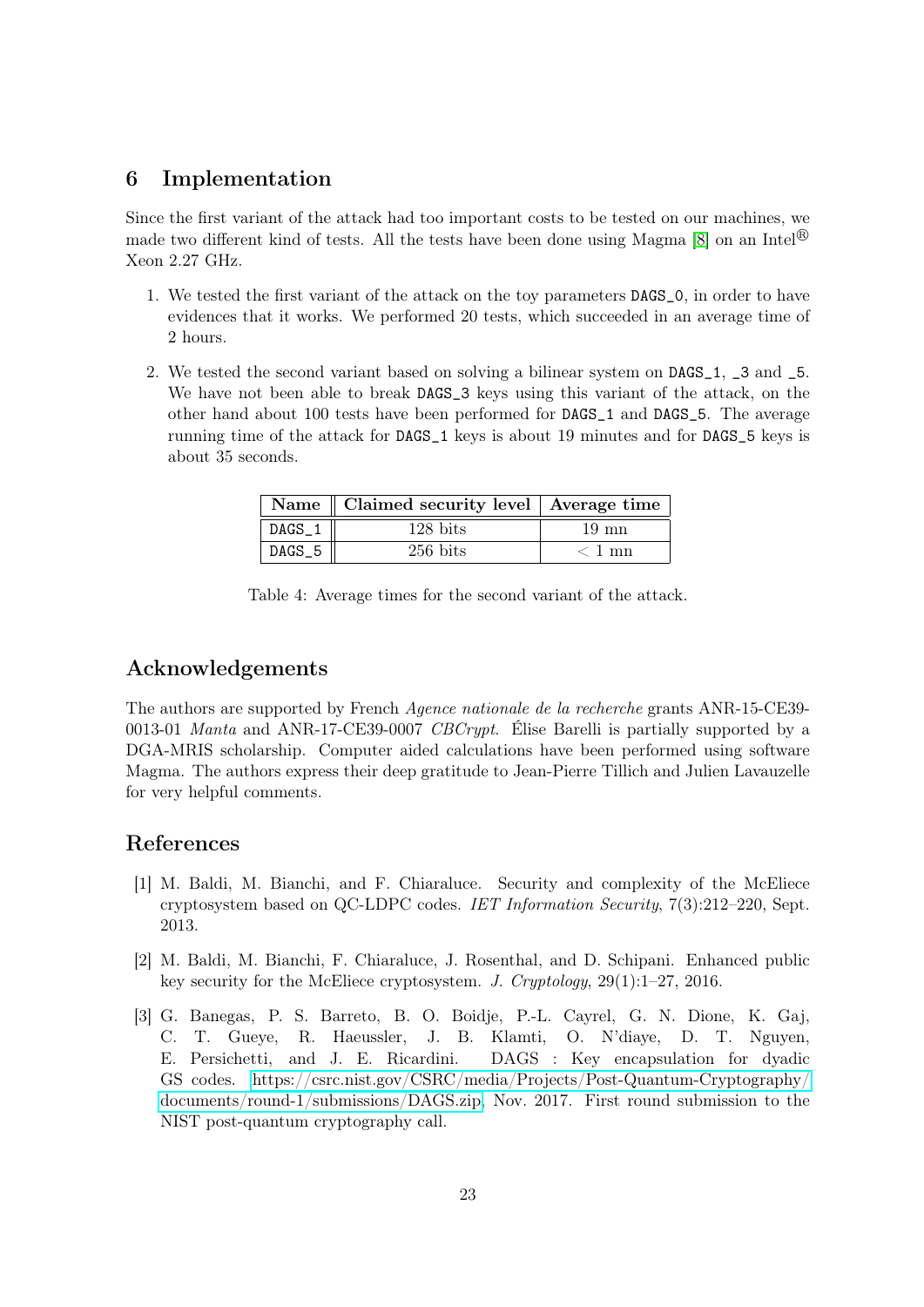## 6 Implementation

Since the first variant of the attack had too important costs to be tested on our machines, we made two different kind of tests. All the tests have been done using Magma [8] on an Intel® Xeon 2.27 GHz.

1. We tested the first variant of the attack on the toy parameters `DAGS_0`, in order to have evidences that it works. We performed 20 tests, which succeeded in an average time of 2 hours.

2. We tested the second variant based on solving a bilinear system on `DAGS_1`, `_3` and `_5`. We have not been able to break `DAGS_3` keys using this variant of the attack, on the other hand about 100 tests have been performed for `DAGS_1` and `DAGS_5`. The average running time of the attack for `DAGS_1` keys is about 19 minutes and for `DAGS_5` keys is about 35 seconds.

| **Name** | **Claimed security level** | **Average time** |
|---|---|---|
| `DAGS_1` | 128 bits | 19 mn |
| `DAGS_5` | 256 bits | $< 1$ mn |

Table 4: Average times for the second variant of the attack.

## Acknowledgements

The authors are supported by French *Agence nationale de la recherche* grants ANR-15-CE39-0013-01 *Manta* and ANR-17-CE39-0007 *CBCrypt*. Élise Barelli is partially supported by a DGA-MRIS scholarship. Computer aided calculations have been performed using software Magma. The authors express their deep gratitude to Jean-Pierre Tillich and Julien Lavauzelle for very helpful comments.

## References

[1] M. Baldi, M. Bianchi, and F. Chiaraluce. Security and complexity of the McEliece cryptosystem based on QC-LDPC codes. *IET Information Security*, 7(3):212–220, Sept. 2013.

[2] M. Baldi, M. Bianchi, F. Chiaraluce, J. Rosenthal, and D. Schipani. Enhanced public key security for the McEliece cryptosystem. *J. Cryptology*, 29(1):1–27, 2016.

[3] G. Banegas, P. S. Barreto, B. O. Boidje, P.-L. Cayrel, G. N. Dione, K. Gaj, C. T. Gueye, R. Haeussler, J. B. Klamti, O. N'diaye, D. T. Nguyen, E. Persichetti, and J. E. Ricardini. DAGS : Key encapsulation for dyadic GS codes. https://csrc.nist.gov/CSRC/media/Projects/Post-Quantum-Cryptography/documents/round-1/submissions/DAGS.zip, Nov. 2017. First round submission to the NIST post-quantum cryptography call.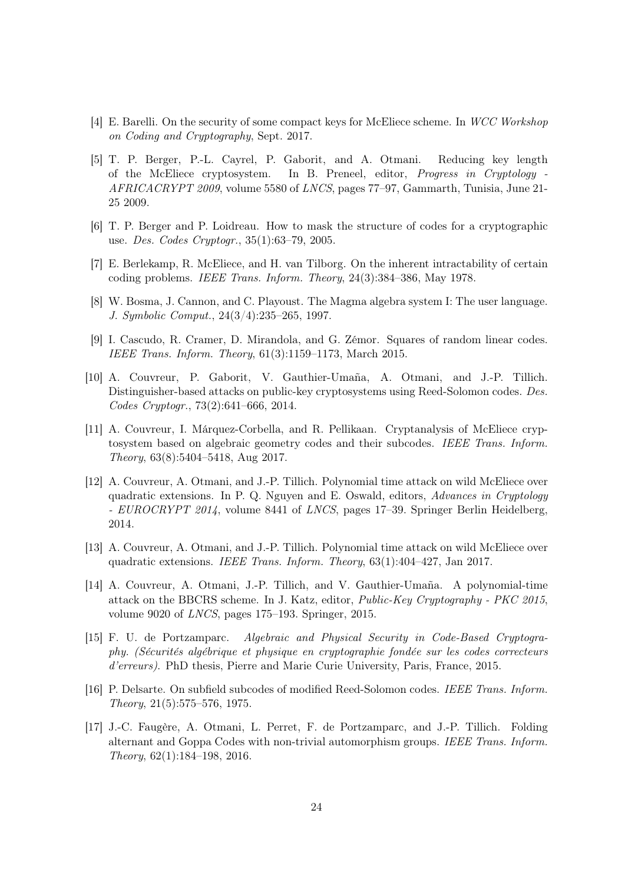[4] E. Barelli. On the security of some compact keys for McEliece scheme. In *WCC Workshop on Coding and Cryptography*, Sept. 2017.

[5] T. P. Berger, P.-L. Cayrel, P. Gaborit, and A. Otmani. Reducing key length of the McEliece cryptosystem. In B. Preneel, editor, *Progress in Cryptology - AFRICACRYPT 2009*, volume 5580 of *LNCS*, pages 77–97, Gammarth, Tunisia, June 21-25 2009.

[6] T. P. Berger and P. Loidreau. How to mask the structure of codes for a cryptographic use. *Des. Codes Cryptogr.*, 35(1):63–79, 2005.

[7] E. Berlekamp, R. McEliece, and H. van Tilborg. On the inherent intractability of certain coding problems. *IEEE Trans. Inform. Theory*, 24(3):384–386, May 1978.

[8] W. Bosma, J. Cannon, and C. Playoust. The Magma algebra system I: The user language. *J. Symbolic Comput.*, 24(3/4):235–265, 1997.

[9] I. Cascudo, R. Cramer, D. Mirandola, and G. Zémor. Squares of random linear codes. *IEEE Trans. Inform. Theory*, 61(3):1159–1173, March 2015.

[10] A. Couvreur, P. Gaborit, V. Gauthier-Umaña, A. Otmani, and J.-P. Tillich. Distinguisher-based attacks on public-key cryptosystems using Reed-Solomon codes. *Des. Codes Cryptogr.*, 73(2):641–666, 2014.

[11] A. Couvreur, I. Márquez-Corbella, and R. Pellikaan. Cryptanalysis of McEliece cryptosystem based on algebraic geometry codes and their subcodes. *IEEE Trans. Inform. Theory*, 63(8):5404–5418, Aug 2017.

[12] A. Couvreur, A. Otmani, and J.-P. Tillich. Polynomial time attack on wild McEliece over quadratic extensions. In P. Q. Nguyen and E. Oswald, editors, *Advances in Cryptology - EUROCRYPT 2014*, volume 8441 of *LNCS*, pages 17–39. Springer Berlin Heidelberg, 2014.

[13] A. Couvreur, A. Otmani, and J.-P. Tillich. Polynomial time attack on wild McEliece over quadratic extensions. *IEEE Trans. Inform. Theory*, 63(1):404–427, Jan 2017.

[14] A. Couvreur, A. Otmani, J.-P. Tillich, and V. Gauthier-Umaña. A polynomial-time attack on the BBCRS scheme. In J. Katz, editor, *Public-Key Cryptography - PKC 2015*, volume 9020 of *LNCS*, pages 175–193. Springer, 2015.

[15] F. U. de Portzamparc. *Algebraic and Physical Security in Code-Based Cryptography. (Sécurités algébrique et physique en cryptographie fondée sur les codes correcteurs d'erreurs).* PhD thesis, Pierre and Marie Curie University, Paris, France, 2015.

[16] P. Delsarte. On subfield subcodes of modified Reed-Solomon codes. *IEEE Trans. Inform. Theory*, 21(5):575–576, 1975.

[17] J.-C. Faugère, A. Otmani, L. Perret, F. de Portzamparc, and J.-P. Tillich. Folding alternant and Goppa Codes with non-trivial automorphism groups. *IEEE Trans. Inform. Theory*, 62(1):184–198, 2016.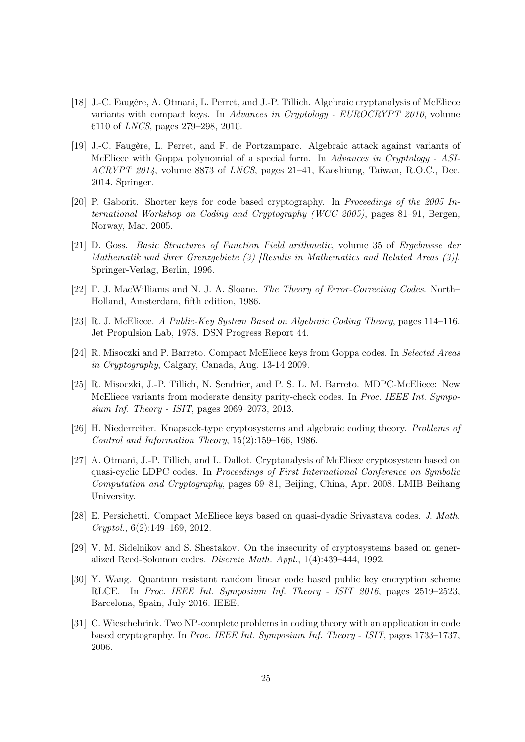[18] J.-C. Faugère, A. Otmani, L. Perret, and J.-P. Tillich. Algebraic cryptanalysis of McEliece variants with compact keys. In *Advances in Cryptology - EUROCRYPT 2010*, volume 6110 of *LNCS*, pages 279–298, 2010.

[19] J.-C. Faugère, L. Perret, and F. de Portzamparc. Algebraic attack against variants of McEliece with Goppa polynomial of a special form. In *Advances in Cryptology - ASIACRYPT 2014*, volume 8873 of *LNCS*, pages 21–41, Kaoshiung, Taiwan, R.O.C., Dec. 2014. Springer.

[20] P. Gaborit. Shorter keys for code based cryptography. In *Proceedings of the 2005 International Workshop on Coding and Cryptography (WCC 2005)*, pages 81–91, Bergen, Norway, Mar. 2005.

[21] D. Goss. *Basic Structures of Function Field arithmetic*, volume 35 of *Ergebnisse der Mathematik und ihrer Grenzgebiete (3) [Results in Mathematics and Related Areas (3)]*. Springer-Verlag, Berlin, 1996.

[22] F. J. MacWilliams and N. J. A. Sloane. *The Theory of Error-Correcting Codes*. North–Holland, Amsterdam, fifth edition, 1986.

[23] R. J. McEliece. *A Public-Key System Based on Algebraic Coding Theory*, pages 114–116. Jet Propulsion Lab, 1978. DSN Progress Report 44.

[24] R. Misoczki and P. Barreto. Compact McEliece keys from Goppa codes. In *Selected Areas in Cryptography*, Calgary, Canada, Aug. 13-14 2009.

[25] R. Misoczki, J.-P. Tillich, N. Sendrier, and P. S. L. M. Barreto. MDPC-McEliece: New McEliece variants from moderate density parity-check codes. In *Proc. IEEE Int. Symposium Inf. Theory - ISIT*, pages 2069–2073, 2013.

[26] H. Niederreiter. Knapsack-type cryptosystems and algebraic coding theory. *Problems of Control and Information Theory*, 15(2):159–166, 1986.

[27] A. Otmani, J.-P. Tillich, and L. Dallot. Cryptanalysis of McEliece cryptosystem based on quasi-cyclic LDPC codes. In *Proceedings of First International Conference on Symbolic Computation and Cryptography*, pages 69–81, Beijing, China, Apr. 2008. LMIB Beihang University.

[28] E. Persichetti. Compact McEliece keys based on quasi-dyadic Srivastava codes. *J. Math. Cryptol.*, 6(2):149–169, 2012.

[29] V. M. Sidelnikov and S. Shestakov. On the insecurity of cryptosystems based on generalized Reed-Solomon codes. *Discrete Math. Appl.*, 1(4):439–444, 1992.

[30] Y. Wang. Quantum resistant random linear code based public key encryption scheme RLCE. In *Proc. IEEE Int. Symposium Inf. Theory - ISIT 2016*, pages 2519–2523, Barcelona, Spain, July 2016. IEEE.

[31] C. Wieschebrink. Two NP-complete problems in coding theory with an application in code based cryptography. In *Proc. IEEE Int. Symposium Inf. Theory - ISIT*, pages 1733–1737, 2006.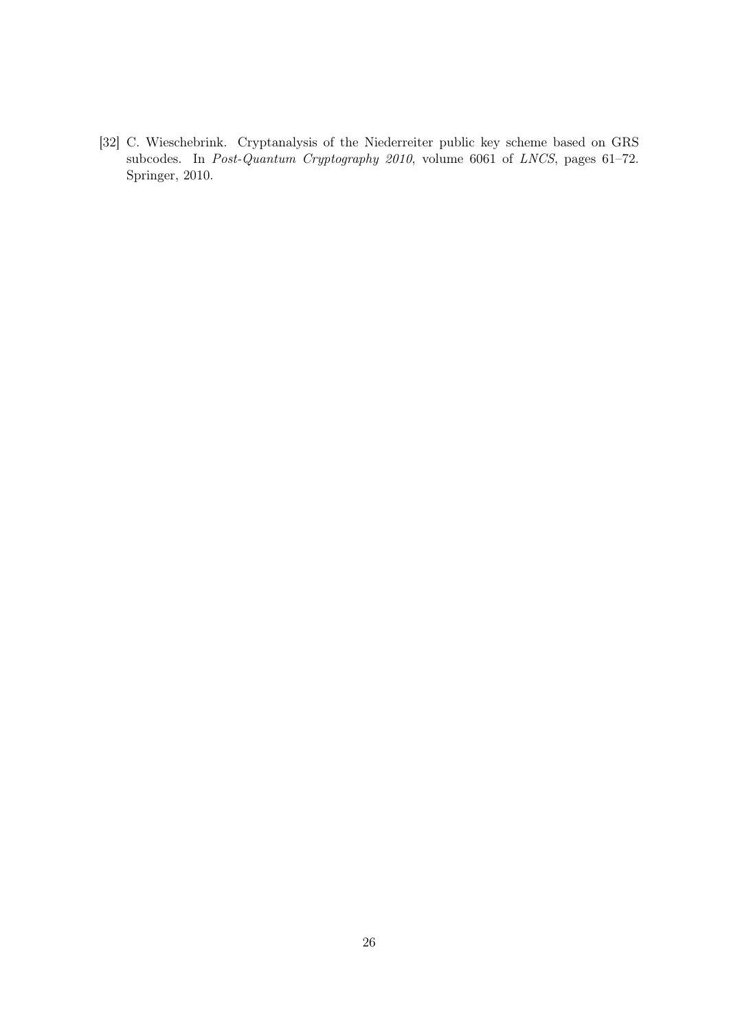[32] C. Wieschebrink. Cryptanalysis of the Niederreiter public key scheme based on GRS subcodes. In *Post-Quantum Cryptography 2010*, volume 6061 of *LNCS*, pages 61–72. Springer, 2010.